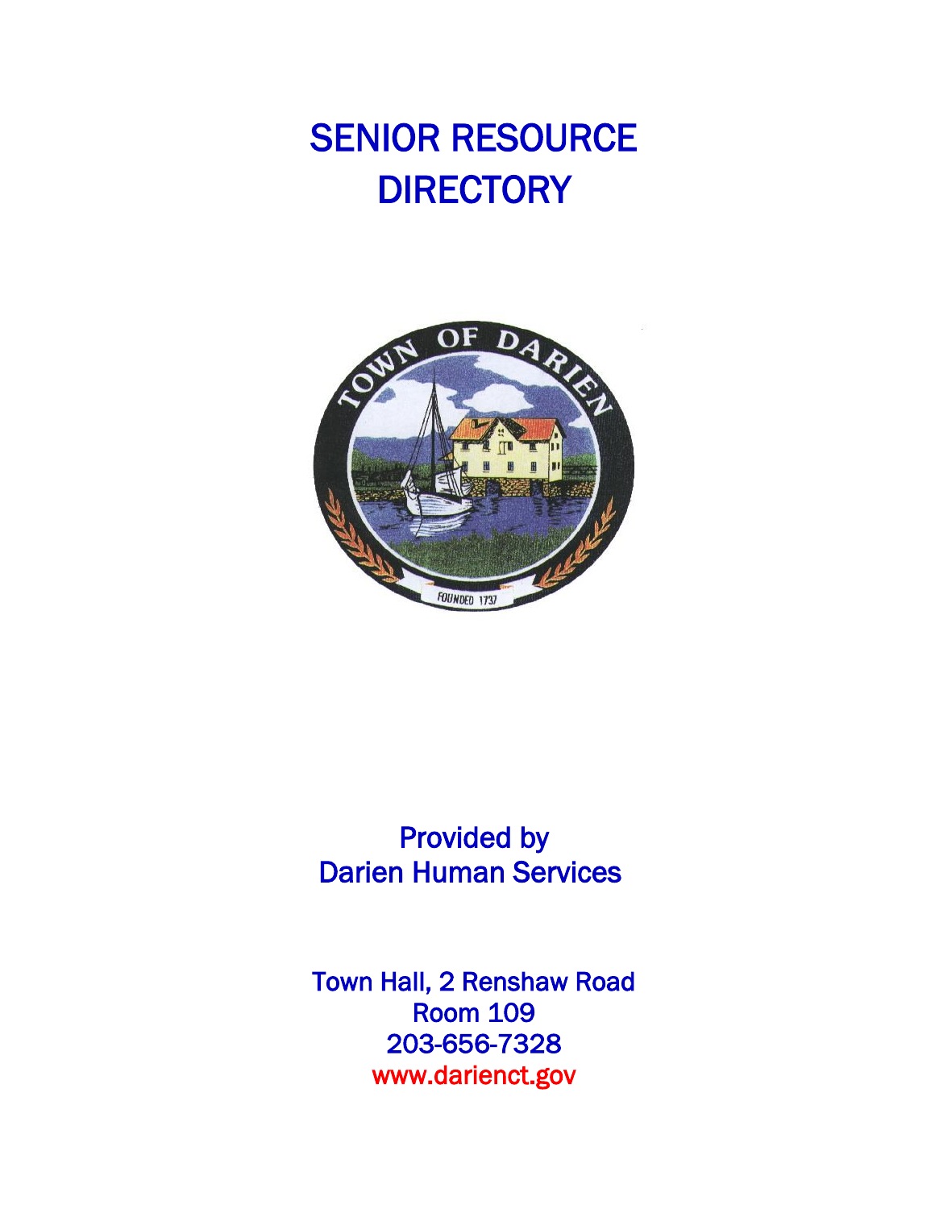# SENIOR RESOURCE DIRECTORY

Provided by
Darien Human Services

Town Hall, 2 Renshaw Road
Room 109
203-656-7328
www.darienct.gov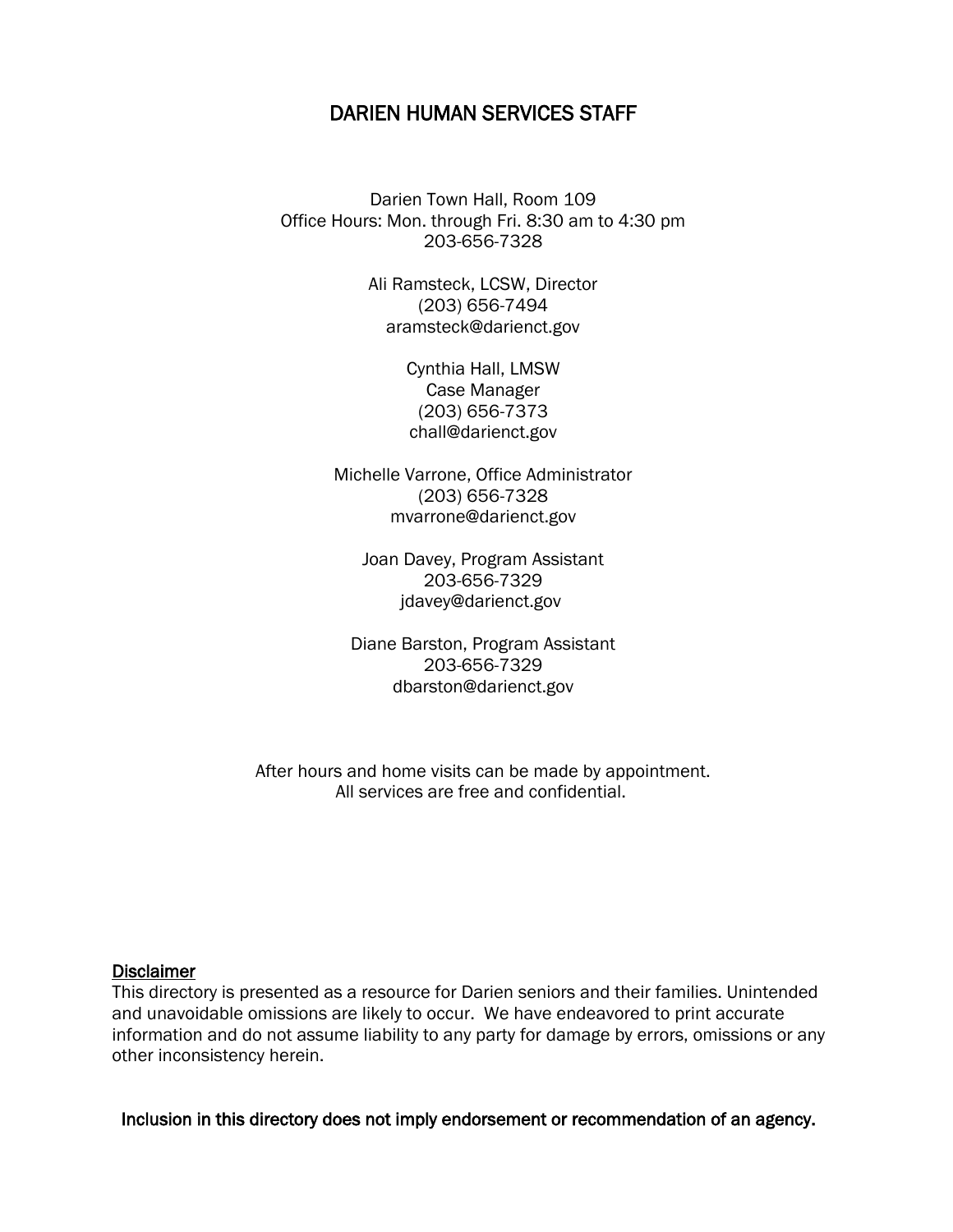# DARIEN HUMAN SERVICES STAFF

Darien Town Hall, Room 109
Office Hours: Mon. through Fri. 8:30 am to 4:30 pm
203-656-7328

Ali Ramsteck, LCSW, Director
(203) 656-7494
aramsteck@darienct.gov

Cynthia Hall, LMSW
Case Manager
(203) 656-7373
chall@darienct.gov

Michelle Varrone, Office Administrator
(203) 656-7328
mvarrone@darienct.gov

Joan Davey, Program Assistant
203-656-7329
jdavey@darienct.gov

Diane Barston, Program Assistant
203-656-7329
dbarston@darienct.gov

After hours and home visits can be made by appointment.
All services are free and confidential.

**Disclaimer**

This directory is presented as a resource for Darien seniors and their families. Unintended and unavoidable omissions are likely to occur. We have endeavored to print accurate information and do not assume liability to any party for damage by errors, omissions or any other inconsistency herein.

**Inclusion in this directory does not imply endorsement or recommendation of an agency.**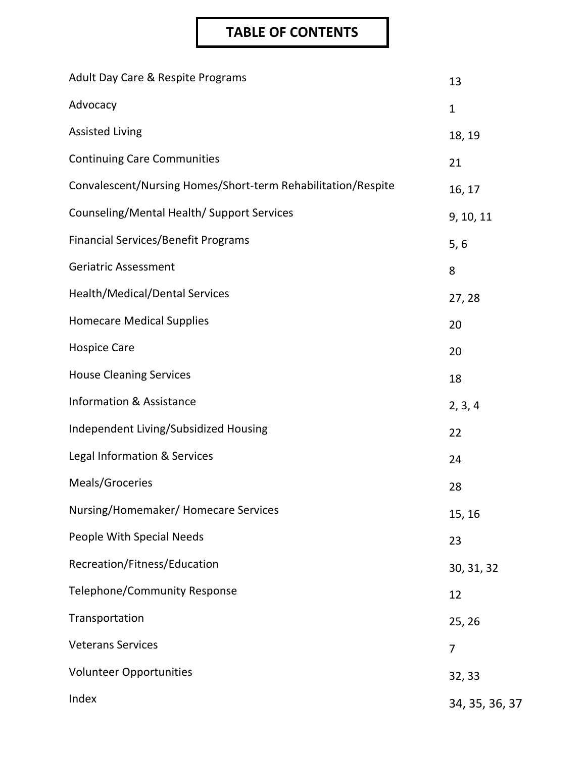# TABLE OF CONTENTS

| | |
|---|---|
| Adult Day Care & Respite Programs | 13 |
| Advocacy | 1 |
| Assisted Living | 18, 19 |
| Continuing Care Communities | 21 |
| Convalescent/Nursing Homes/Short-term Rehabilitation/Respite | 16, 17 |
| Counseling/Mental Health/ Support Services | 9, 10, 11 |
| Financial Services/Benefit Programs | 5, 6 |
| Geriatric Assessment | 8 |
| Health/Medical/Dental Services | 27, 28 |
| Homecare Medical Supplies | 20 |
| Hospice Care | 20 |
| House Cleaning Services | 18 |
| Information & Assistance | 2, 3, 4 |
| Independent Living/Subsidized Housing | 22 |
| Legal Information & Services | 24 |
| Meals/Groceries | 28 |
| Nursing/Homemaker/ Homecare Services | 15, 16 |
| People With Special Needs | 23 |
| Recreation/Fitness/Education | 30, 31, 32 |
| Telephone/Community Response | 12 |
| Transportation | 25, 26 |
| Veterans Services | 7 |
| Volunteer Opportunities | 32, 33 |
| Index | 34, 35, 36, 37 |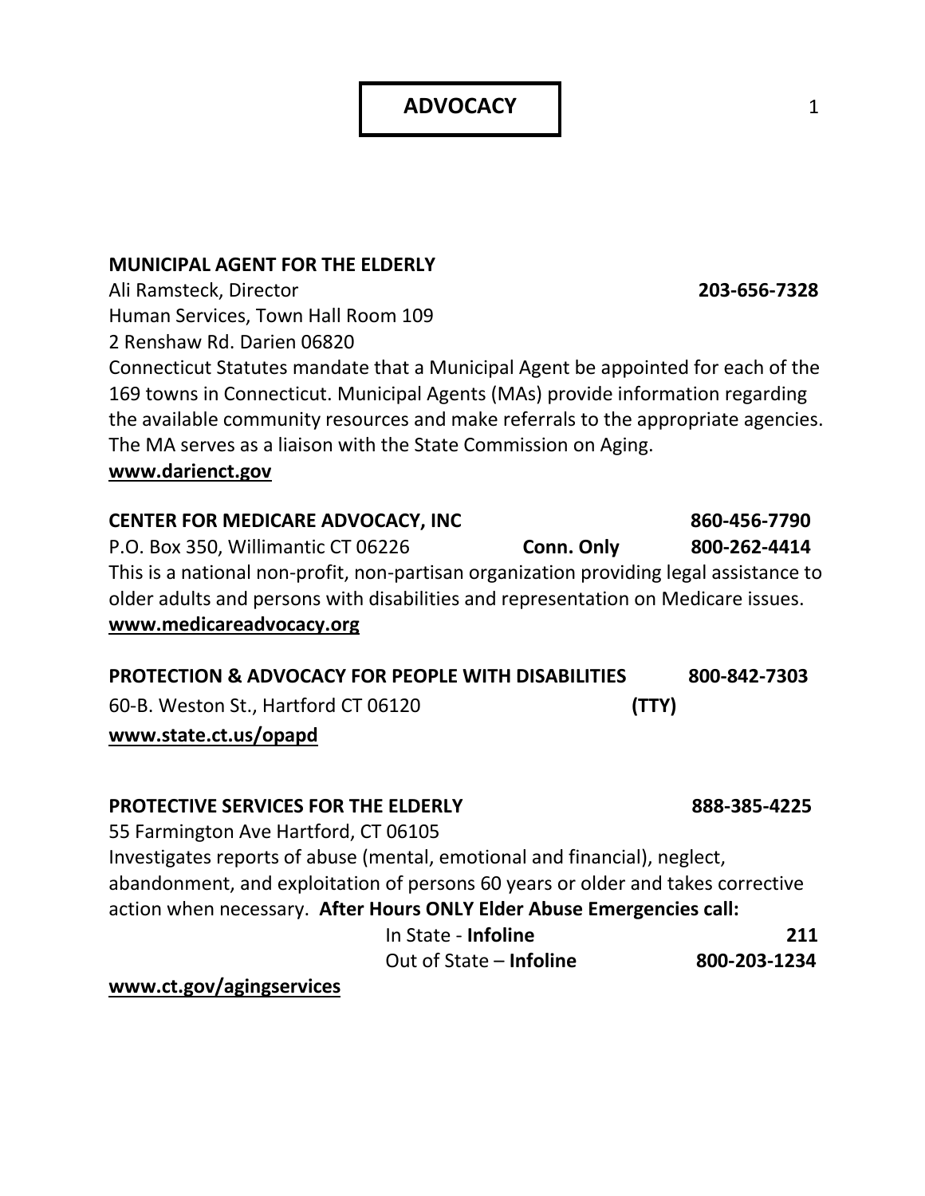# ADVOCACY

**MUNICIPAL AGENT FOR THE ELDERLY**
Ali Ramsteck, Director **203-656-7328**
Human Services, Town Hall Room 109
2 Renshaw Rd. Darien 06820
Connecticut Statutes mandate that a Municipal Agent be appointed for each of the 169 towns in Connecticut. Municipal Agents (MAs) provide information regarding the available community resources and make referrals to the appropriate agencies. The MA serves as a liaison with the State Commission on Aging.
**www.darienct.gov**

**CENTER FOR MEDICARE ADVOCACY, INC** **860-456-7790**
P.O. Box 350, Willimantic CT 06226 **Conn. Only** **800-262-4414**
This is a national non-profit, non-partisan organization providing legal assistance to older adults and persons with disabilities and representation on Medicare issues.
**www.medicareadvocacy.org**

**PROTECTION & ADVOCACY FOR PEOPLE WITH DISABILITIES** **800-842-7303**
60-B. Weston St., Hartford CT 06120 **(TTY)**
**www.state.ct.us/opapd**

**PROTECTIVE SERVICES FOR THE ELDERLY** **888-385-4225**
55 Farmington Ave Hartford, CT 06105
Investigates reports of abuse (mental, emotional and financial), neglect, abandonment, and exploitation of persons 60 years or older and takes corrective action when necessary. **After Hours ONLY Elder Abuse Emergencies call:**

In State - **Infoline** **211**
Out of State – **Infoline** **800-203-1234**

**www.ct.gov/agingservices**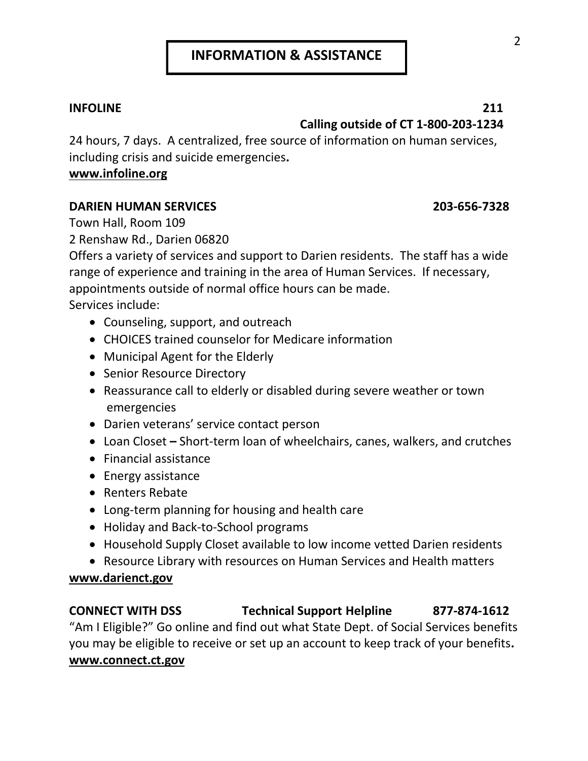# INFORMATION & ASSISTANCE

**INFOLINE** **211**
**Calling outside of CT 1-800-203-1234**

24 hours, 7 days. A centralized, free source of information on human services, including crisis and suicide emergencies**.**

**www.infoline.org**

**DARIEN HUMAN SERVICES** **203-656-7328**

Town Hall, Room 109
2 Renshaw Rd., Darien 06820

Offers a variety of services and support to Darien residents. The staff has a wide range of experience and training in the area of Human Services. If necessary, appointments outside of normal office hours can be made.

Services include:

- Counseling, support, and outreach
- CHOICES trained counselor for Medicare information
- Municipal Agent for the Elderly
- Senior Resource Directory
- Reassurance call to elderly or disabled during severe weather or town emergencies
- Darien veterans' service contact person
- Loan Closet **–** Short-term loan of wheelchairs, canes, walkers, and crutches
- Financial assistance
- Energy assistance
- Renters Rebate
- Long-term planning for housing and health care
- Holiday and Back-to-School programs
- Household Supply Closet available to low income vetted Darien residents
- Resource Library with resources on Human Services and Health matters

**www.darienct.gov**

**CONNECT WITH DSS** **Technical Support Helpline** **877-874-1612**

"Am I Eligible?" Go online and find out what State Dept. of Social Services benefits you may be eligible to receive or set up an account to keep track of your benefits**.**

**www.connect.ct.gov**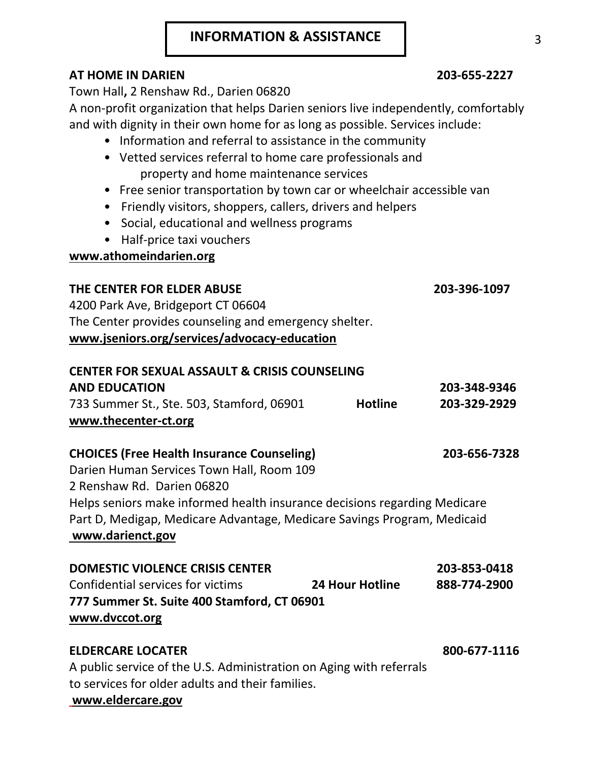# INFORMATION & ASSISTANCE

**AT HOME IN DARIEN** **203-655-2227**

Town Hall**,** 2 Renshaw Rd., Darien 06820

A non-profit organization that helps Darien seniors live independently, comfortably and with dignity in their own home for as long as possible. Services include:

- Information and referral to assistance in the community
- Vetted services referral to home care professionals and property and home maintenance services
- Free senior transportation by town car or wheelchair accessible van
- Friendly visitors, shoppers, callers, drivers and helpers
- Social, educational and wellness programs
- Half-price taxi vouchers

**www.athomeindarien.org**

**THE CENTER FOR ELDER ABUSE** **203-396-1097**

4200 Park Ave, Bridgeport CT 06604

The Center provides counseling and emergency shelter.

**www.jseniors.org/services/advocacy-education**

**CENTER FOR SEXUAL ASSAULT & CRISIS COUNSELING AND EDUCATION** **203-348-9346**

733 Summer St., Ste. 503, Stamford, 06901 **Hotline** **203-329-2929**

**www.thecenter-ct.org**

**CHOICES (Free Health Insurance Counseling)** **203-656-7328**

Darien Human Services Town Hall, Room 109

2 Renshaw Rd. Darien 06820

Helps seniors make informed health insurance decisions regarding Medicare Part D, Medigap, Medicare Advantage, Medicare Savings Program, Medicaid

**www.darienct.gov**

**DOMESTIC VIOLENCE CRISIS CENTER** **203-853-0418**

Confidential services for victims **24 Hour Hotline** **888-774-2900**

**777 Summer St. Suite 400 Stamford, CT 06901**

**www.dvccot.org**

**ELDERCARE LOCATER** **800-677-1116**

A public service of the U.S. Administration on Aging with referrals to services for older adults and their families.

**www.eldercare.gov**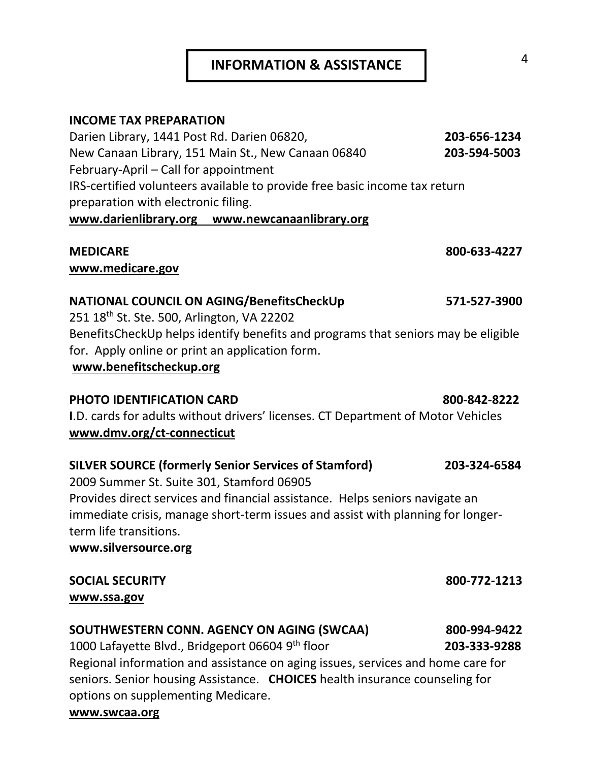# INFORMATION & ASSISTANCE

**INCOME TAX PREPARATION**

Darien Library, 1441 Post Rd. Darien 06820, **203-656-1234**

New Canaan Library, 151 Main St., New Canaan 06840 **203-594-5003**

February-April – Call for appointment

IRS-certified volunteers available to provide free basic income tax return preparation with electronic filing.

**www.darienlibrary.org www.newcanaanlibrary.org**

**MEDICARE** **800-633-4227**

**www.medicare.gov**

**NATIONAL COUNCIL ON AGING/BenefitsCheckUp** **571-527-3900**

251 18th St. Ste. 500, Arlington, VA 22202

BenefitsCheckUp helps identify benefits and programs that seniors may be eligible for. Apply online or print an application form.

**www.benefitscheckup.org**

**PHOTO IDENTIFICATION CARD** **800-842-8222**

**I**.D. cards for adults without drivers' licenses. CT Department of Motor Vehicles

**www.dmv.org/ct-connecticut**

**SILVER SOURCE (formerly Senior Services of Stamford)** **203-324-6584**

2009 Summer St. Suite 301, Stamford 06905

Provides direct services and financial assistance. Helps seniors navigate an immediate crisis, manage short-term issues and assist with planning for longer-term life transitions.

**www.silversource.org**

**SOCIAL SECURITY** **800-772-1213**

**www.ssa.gov**

**SOUTHWESTERN CONN. AGENCY ON AGING (SWCAA)** **800-994-9422**

1000 Lafayette Blvd., Bridgeport 06604 9th floor **203-333-9288**

Regional information and assistance on aging issues, services and home care for seniors. Senior housing Assistance. **CHOICES** health insurance counseling for options on supplementing Medicare.

**www.swcaa.org**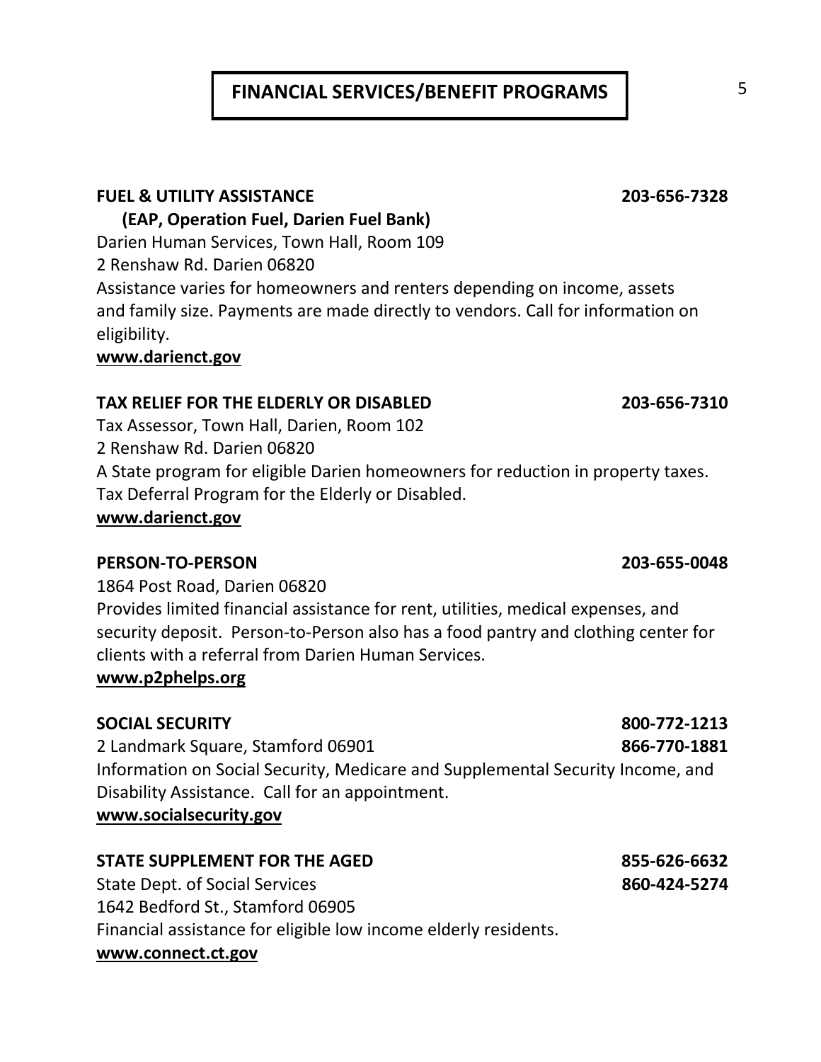# FINANCIAL SERVICES/BENEFIT PROGRAMS

**FUEL & UTILITY ASSISTANCE** **203-656-7328**
**(EAP, Operation Fuel, Darien Fuel Bank)**
Darien Human Services, Town Hall, Room 109
2 Renshaw Rd. Darien 06820
Assistance varies for homeowners and renters depending on income, assets and family size. Payments are made directly to vendors. Call for information on eligibility.
**www.darienct.gov**

**TAX RELIEF FOR THE ELDERLY OR DISABLED** **203-656-7310**
Tax Assessor, Town Hall, Darien, Room 102
2 Renshaw Rd. Darien 06820
A State program for eligible Darien homeowners for reduction in property taxes. Tax Deferral Program for the Elderly or Disabled.
**www.darienct.gov**

**PERSON-TO-PERSON** **203-655-0048**
1864 Post Road, Darien 06820
Provides limited financial assistance for rent, utilities, medical expenses, and security deposit. Person-to-Person also has a food pantry and clothing center for clients with a referral from Darien Human Services.
**www.p2phelps.org**

**SOCIAL SECURITY** **800-772-1213**
2 Landmark Square, Stamford 06901 **866-770-1881**
Information on Social Security, Medicare and Supplemental Security Income, and Disability Assistance. Call for an appointment.
**www.socialsecurity.gov**

**STATE SUPPLEMENT FOR THE AGED** **855-626-6632**
State Dept. of Social Services **860-424-5274**
1642 Bedford St., Stamford 06905
Financial assistance for eligible low income elderly residents.
**www.connect.ct.gov**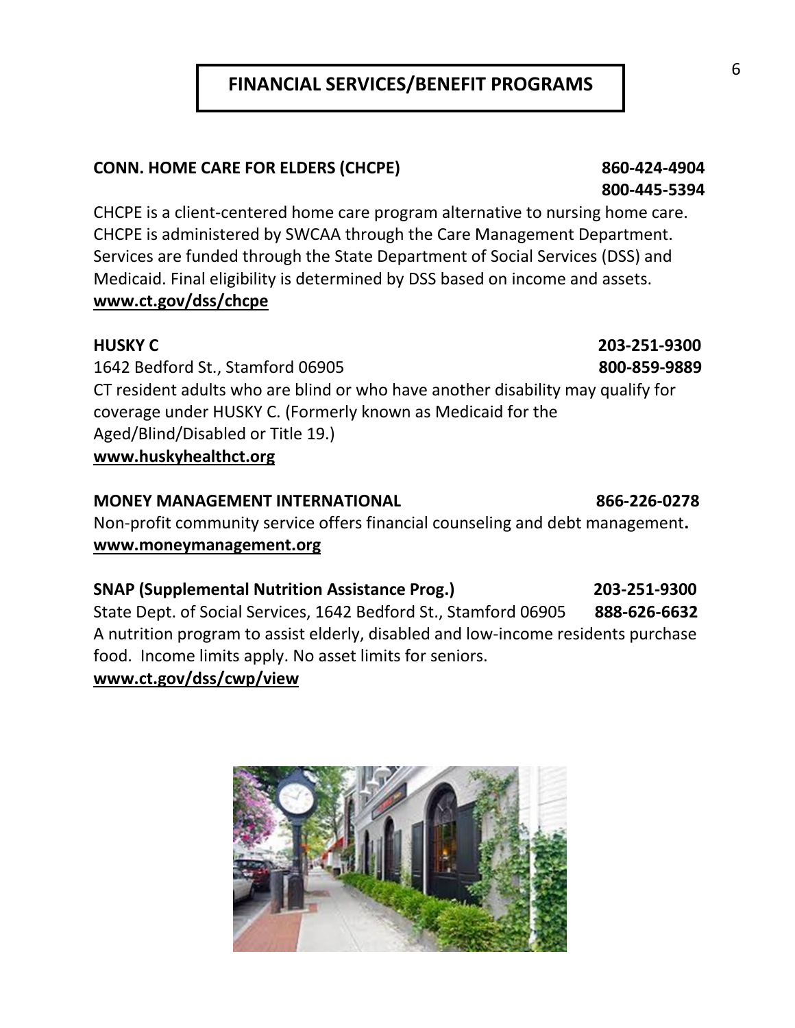# FINANCIAL SERVICES/BENEFIT PROGRAMS

**CONN. HOME CARE FOR ELDERS (CHCPE)** **860-424-4904**
**800-445-5394**

CHCPE is a client-centered home care program alternative to nursing home care. CHCPE is administered by SWCAA through the Care Management Department. Services are funded through the State Department of Social Services (DSS) and Medicaid. Final eligibility is determined by DSS based on income and assets.
**www.ct.gov/dss/chcpe**

**HUSKY C** **203-251-9300**
1642 Bedford St., Stamford 06905 **800-859-9889**
CT resident adults who are blind or who have another disability may qualify for coverage under HUSKY C. (Formerly known as Medicaid for the Aged/Blind/Disabled or Title 19.)
**www.huskyhealthct.org**

**MONEY MANAGEMENT INTERNATIONAL** **866-226-0278**
Non-profit community service offers financial counseling and debt management**.**
**www.moneymanagement.org**

**SNAP (Supplemental Nutrition Assistance Prog.)** **203-251-9300**
State Dept. of Social Services, 1642 Bedford St., Stamford 06905 **888-626-6632**
A nutrition program to assist elderly, disabled and low-income residents purchase food. Income limits apply. No asset limits for seniors.
**www.ct.gov/dss/cwp/view**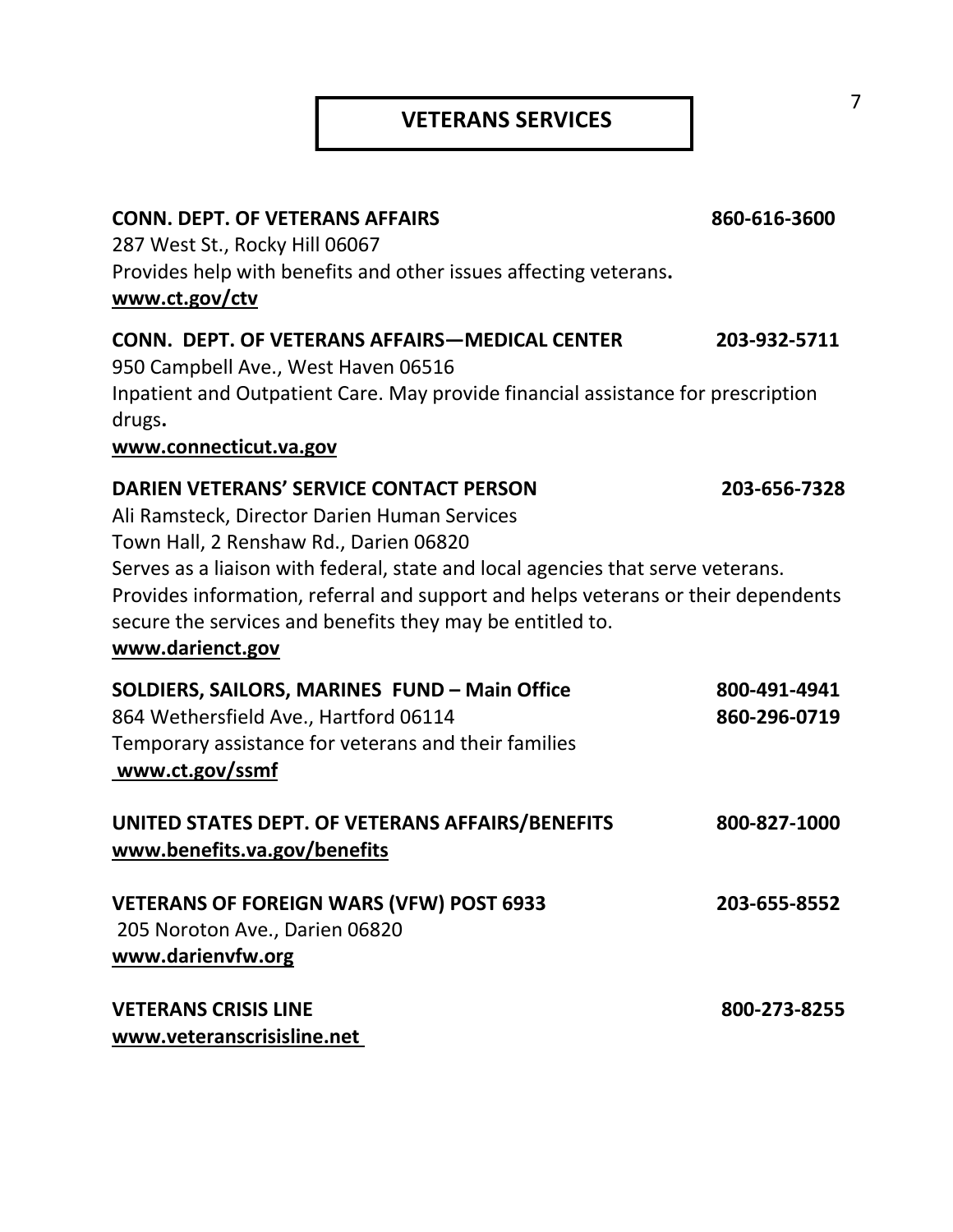# VETERANS SERVICES

**CONN. DEPT. OF VETERANS AFFAIRS** **860-616-3600**
287 West St., Rocky Hill 06067
Provides help with benefits and other issues affecting veterans**.**
**www.ct.gov/ctv**

**CONN. DEPT. OF VETERANS AFFAIRS—MEDICAL CENTER** **203-932-5711**
950 Campbell Ave., West Haven 06516
Inpatient and Outpatient Care. May provide financial assistance for prescription drugs**.**
**www.connecticut.va.gov**

**DARIEN VETERANS' SERVICE CONTACT PERSON** **203-656-7328**
Ali Ramsteck, Director Darien Human Services
Town Hall, 2 Renshaw Rd., Darien 06820
Serves as a liaison with federal, state and local agencies that serve veterans. Provides information, referral and support and helps veterans or their dependents secure the services and benefits they may be entitled to.
**www.darienct.gov**

**SOLDIERS, SAILORS, MARINES FUND – Main Office** **800-491-4941**
864 Wethersfield Ave., Hartford 06114 **860-296-0719**
Temporary assistance for veterans and their families
**www.ct.gov/ssmf**

**UNITED STATES DEPT. OF VETERANS AFFAIRS/BENEFITS** **800-827-1000**
**www.benefits.va.gov/benefits**

**VETERANS OF FOREIGN WARS (VFW) POST 6933** **203-655-8552**
205 Noroton Ave., Darien 06820
**www.darienvfw.org**

**VETERANS CRISIS LINE** **800-273-8255**
**www.veteranscrisisline.net**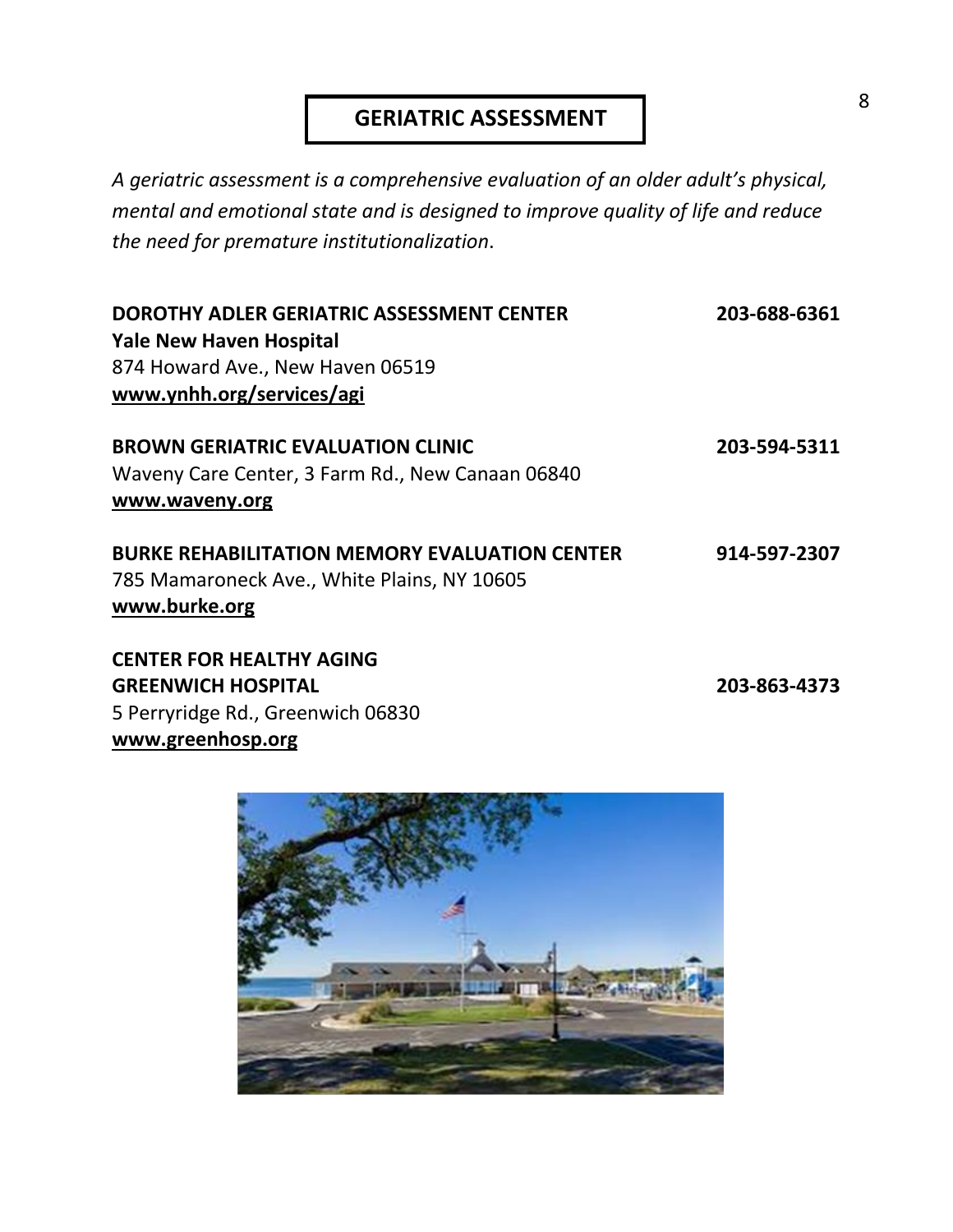# GERIATRIC ASSESSMENT

*A geriatric assessment is a comprehensive evaluation of an older adult's physical, mental and emotional state and is designed to improve quality of life and reduce the need for premature institutionalization.*

**DOROTHY ADLER GERIATRIC ASSESSMENT CENTER** **203-688-6361**
**Yale New Haven Hospital**
874 Howard Ave., New Haven 06519
**www.ynhh.org/services/agi**

**BROWN GERIATRIC EVALUATION CLINIC** **203-594-5311**
Waveny Care Center, 3 Farm Rd., New Canaan 06840
**www.waveny.org**

**BURKE REHABILITATION MEMORY EVALUATION CENTER** **914-597-2307**
785 Mamaroneck Ave., White Plains, NY 10605
**www.burke.org**

**CENTER FOR HEALTHY AGING**
**GREENWICH HOSPITAL** **203-863-4373**
5 Perryridge Rd., Greenwich 06830
**www.greenhosp.org**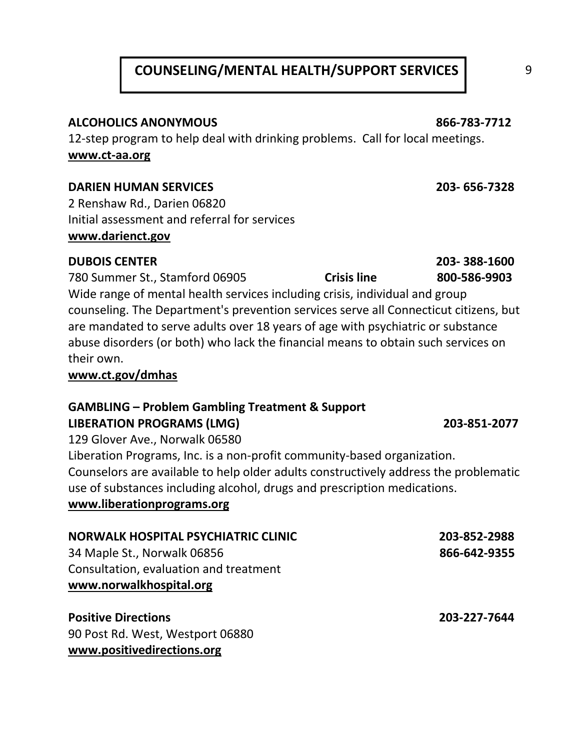# COUNSELING/MENTAL HEALTH/SUPPORT SERVICES

**ALCOHOLICS ANONYMOUS** **866-783-7712**

12-step program to help deal with drinking problems. Call for local meetings.

**www.ct-aa.org**

**DARIEN HUMAN SERVICES** **203- 656-7328**

2 Renshaw Rd., Darien 06820

Initial assessment and referral for services

**www.darienct.gov**

**DUBOIS CENTER** **203- 388-1600**

780 Summer St., Stamford 06905 **Crisis line** **800-586-9903**

Wide range of mental health services including crisis, individual and group counseling. The Department's prevention services serve all Connecticut citizens, but are mandated to serve adults over 18 years of age with psychiatric or substance abuse disorders (or both) who lack the financial means to obtain such services on their own.

**www.ct.gov/dmhas**

**GAMBLING – Problem Gambling Treatment & Support**

**LIBERATION PROGRAMS (LMG)** **203-851-2077**

129 Glover Ave., Norwalk 06580

Liberation Programs, Inc. is a non-profit community-based organization. Counselors are available to help older adults constructively address the problematic use of substances including alcohol, drugs and prescription medications.

**www.liberationprograms.org**

**NORWALK HOSPITAL PSYCHIATRIC CLINIC** **203-852-2988**

34 Maple St., Norwalk 06856 **866-642-9355**

Consultation, evaluation and treatment

**www.norwalkhospital.org**

**Positive Directions** **203-227-7644**

90 Post Rd. West, Westport 06880

**www.positivedirections.org**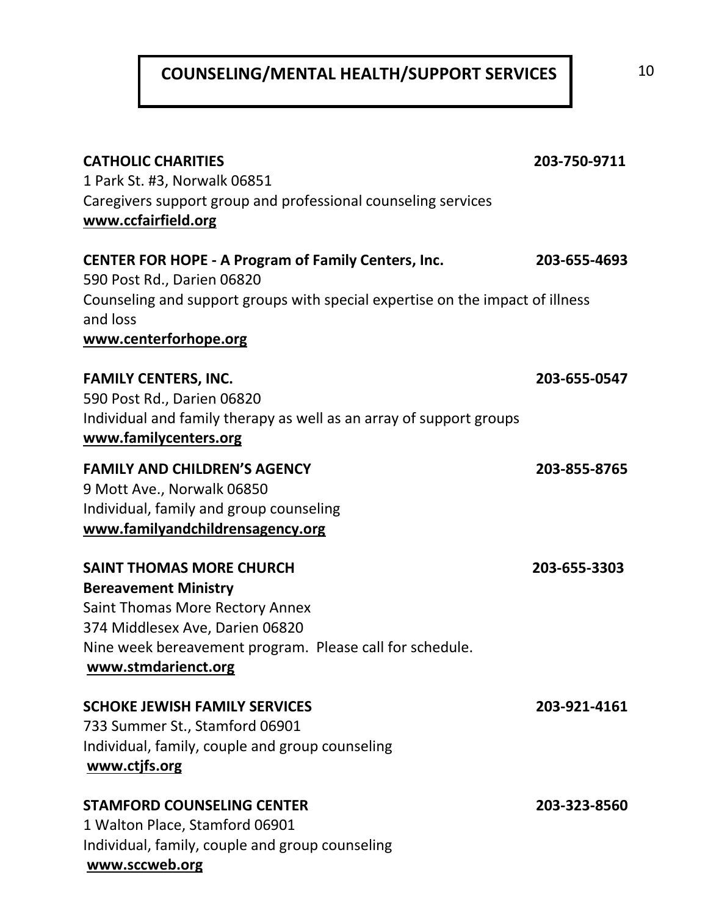# COUNSELING/MENTAL HEALTH/SUPPORT SERVICES

**CATHOLIC CHARITIES** **203-750-9711**
1 Park St. #3, Norwalk 06851
Caregivers support group and professional counseling services
**www.ccfairfield.org**

**CENTER FOR HOPE - A Program of Family Centers, Inc.** **203-655-4693**
590 Post Rd., Darien 06820
Counseling and support groups with special expertise on the impact of illness and loss
**www.centerforhope.org**

**FAMILY CENTERS, INC.** **203-655-0547**
590 Post Rd., Darien 06820
Individual and family therapy as well as an array of support groups
**www.familycenters.org**

**FAMILY AND CHILDREN'S AGENCY** **203-855-8765**
9 Mott Ave., Norwalk 06850
Individual, family and group counseling
**www.familyandchildrensagency.org**

**SAINT THOMAS MORE CHURCH** **203-655-3303**
**Bereavement Ministry**
Saint Thomas More Rectory Annex
374 Middlesex Ave, Darien 06820
Nine week bereavement program. Please call for schedule.
**www.stmdarienct.org**

**SCHOKE JEWISH FAMILY SERVICES** **203-921-4161**
733 Summer St., Stamford 06901
Individual, family, couple and group counseling
**www.ctjfs.org**

**STAMFORD COUNSELING CENTER** **203-323-8560**
1 Walton Place, Stamford 06901
Individual, family, couple and group counseling
**www.sccweb.org**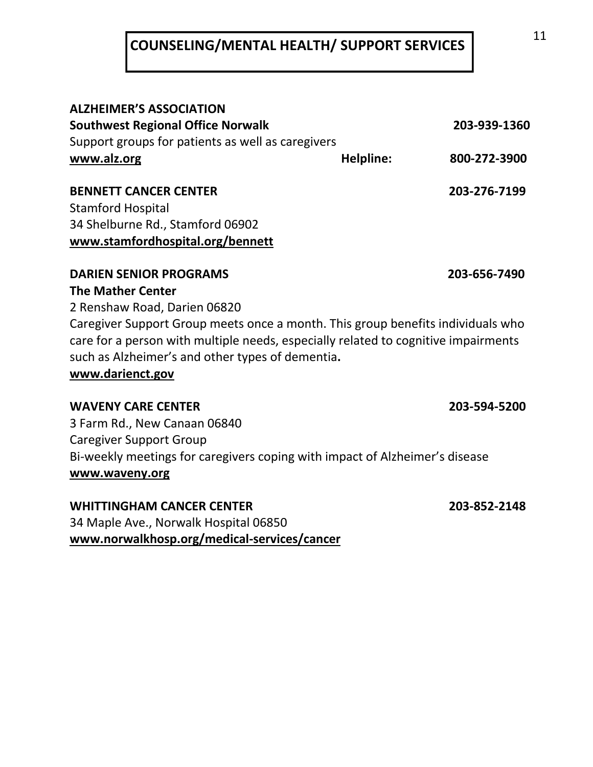# COUNSELING/MENTAL HEALTH/ SUPPORT SERVICES

**ALZHEIMER'S ASSOCIATION**
**Southwest Regional Office Norwalk** **203-939-1360**
Support groups for patients as well as caregivers
**www.alz.org** **Helpline: 800-272-3900**

**BENNETT CANCER CENTER** **203-276-7199**
Stamford Hospital
34 Shelburne Rd., Stamford 06902
**www.stamfordhospital.org/bennett**

**DARIEN SENIOR PROGRAMS** **203-656-7490**
**The Mather Center**
2 Renshaw Road, Darien 06820
Caregiver Support Group meets once a month. This group benefits individuals who care for a person with multiple needs, especially related to cognitive impairments such as Alzheimer's and other types of dementia**.**
**www.darienct.gov**

**WAVENY CARE CENTER** **203-594-5200**
3 Farm Rd., New Canaan 06840
Caregiver Support Group
Bi-weekly meetings for caregivers coping with impact of Alzheimer's disease
**www.waveny.org**

**WHITTINGHAM CANCER CENTER** **203-852-2148**
34 Maple Ave., Norwalk Hospital 06850
**www.norwalkhosp.org/medical-services/cancer**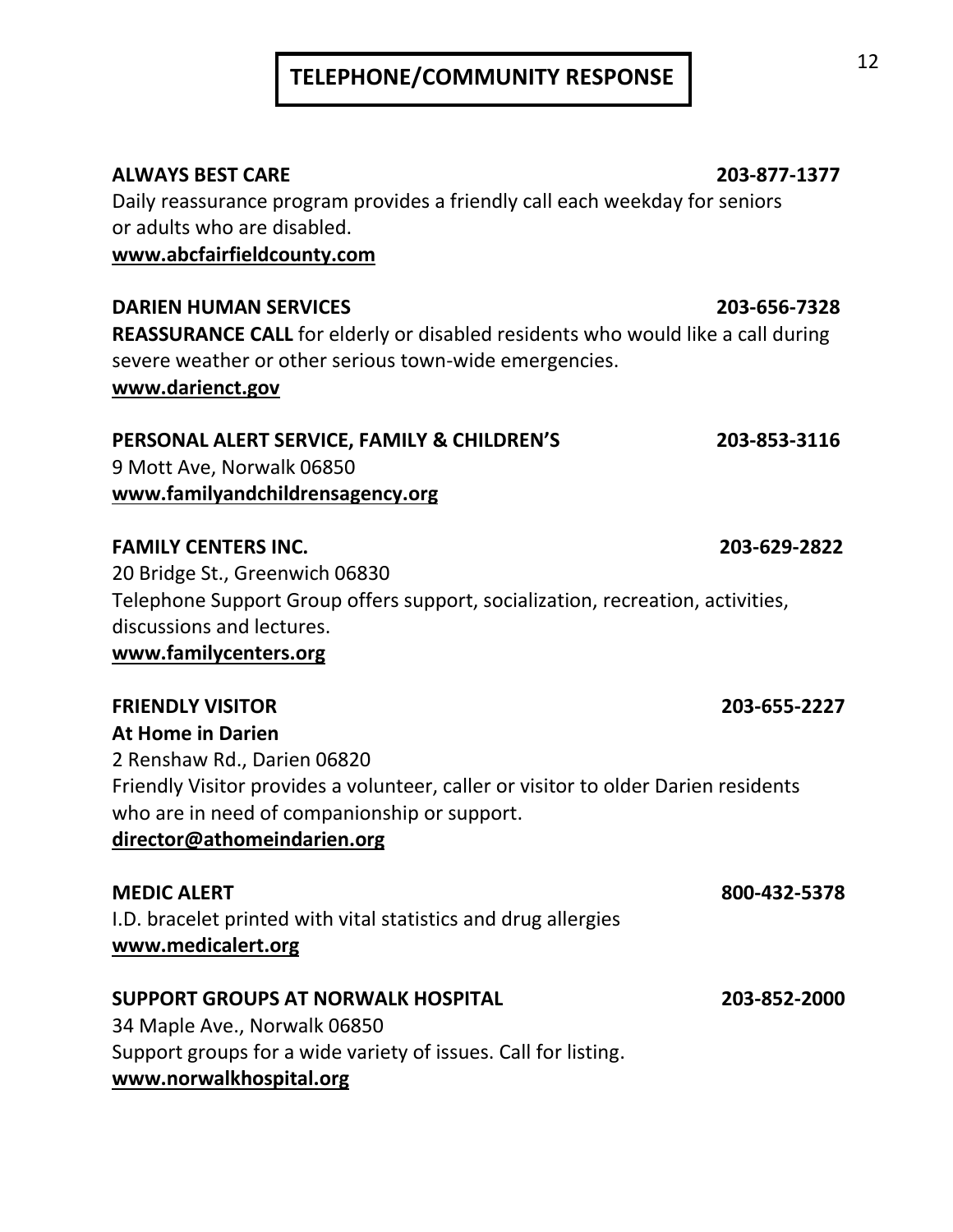# TELEPHONE/COMMUNITY RESPONSE

**ALWAYS BEST CARE** **203-877-1377**
Daily reassurance program provides a friendly call each weekday for seniors or adults who are disabled.
**www.abcfairfieldcounty.com**

**DARIEN HUMAN SERVICES** **203-656-7328**
**REASSURANCE CALL** for elderly or disabled residents who would like a call during severe weather or other serious town-wide emergencies.
**www.darienct.gov**

**PERSONAL ALERT SERVICE, FAMILY & CHILDREN'S** **203-853-3116**
9 Mott Ave, Norwalk 06850
**www.familyandchildrensagency.org**

**FAMILY CENTERS INC.** **203-629-2822**
20 Bridge St., Greenwich 06830
Telephone Support Group offers support, socialization, recreation, activities, discussions and lectures.
**www.familycenters.org**

**FRIENDLY VISITOR** **203-655-2227**
**At Home in Darien**
2 Renshaw Rd., Darien 06820
Friendly Visitor provides a volunteer, caller or visitor to older Darien residents who are in need of companionship or support.
**director@athomeindarien.org**

**MEDIC ALERT** **800-432-5378**
I.D. bracelet printed with vital statistics and drug allergies
**www.medicalert.org**

**SUPPORT GROUPS AT NORWALK HOSPITAL** **203-852-2000**
34 Maple Ave., Norwalk 06850
Support groups for a wide variety of issues. Call for listing.
**www.norwalkhospital.org**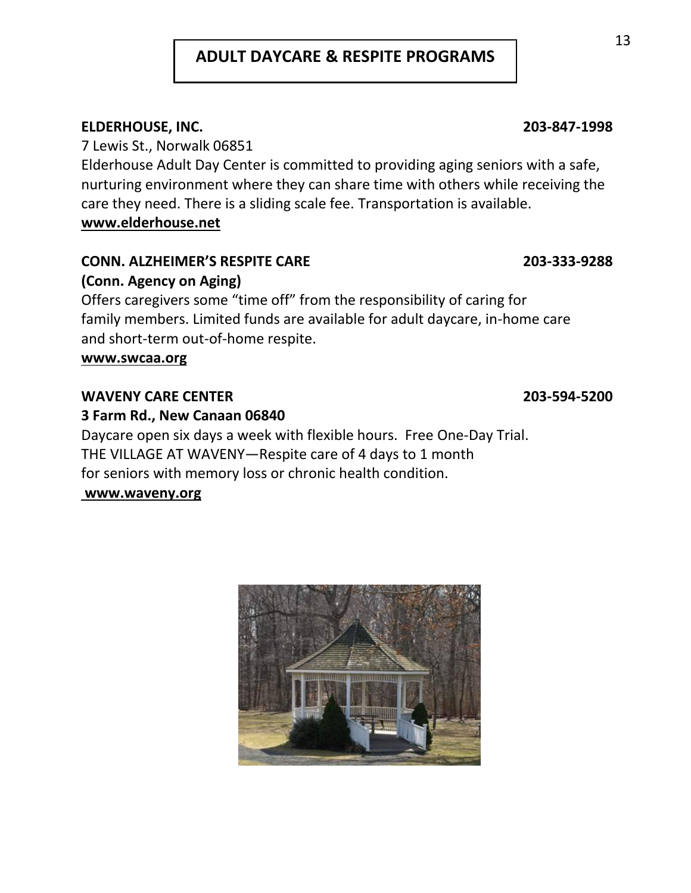# ADULT DAYCARE & RESPITE PROGRAMS

**ELDERHOUSE, INC.** **203-847-1998**

7 Lewis St., Norwalk 06851

Elderhouse Adult Day Center is committed to providing aging seniors with a safe, nurturing environment where they can share time with others while receiving the care they need. There is a sliding scale fee. Transportation is available.

**www.elderhouse.net**

**CONN. ALZHEIMER'S RESPITE CARE** **203-333-9288**

**(Conn. Agency on Aging)**

Offers caregivers some "time off" from the responsibility of caring for family members. Limited funds are available for adult daycare, in-home care and short-term out-of-home respite.

**www.swcaa.org**

**WAVENY CARE CENTER** **203-594-5200**

**3 Farm Rd., New Canaan 06840**

Daycare open six days a week with flexible hours. Free One-Day Trial.
THE VILLAGE AT WAVENY—Respite care of 4 days to 1 month for seniors with memory loss or chronic health condition.

**www.waveny.org**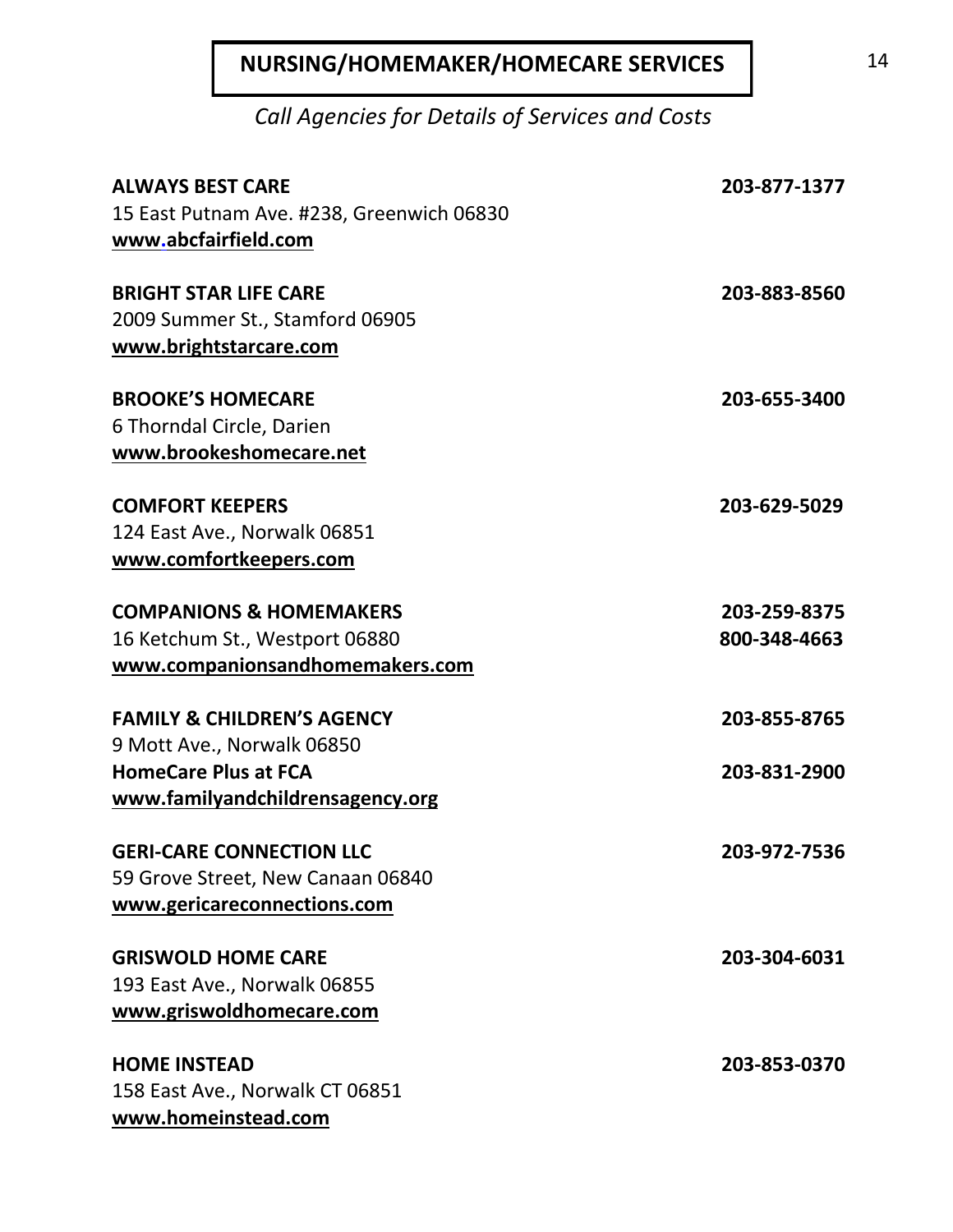# NURSING/HOMEMAKER/HOMECARE SERVICES

*Call Agencies for Details of Services and Costs*

**ALWAYS BEST CARE** **203-877-1377**
15 East Putnam Ave. #238, Greenwich 06830
**www.abcfairfield.com**

**BRIGHT STAR LIFE CARE** **203-883-8560**
2009 Summer St., Stamford 06905
**www.brightstarcare.com**

**BROOKE'S HOMECARE** **203-655-3400**
6 Thorndal Circle, Darien
**www.brookeshomecare.net**

**COMFORT KEEPERS** **203-629-5029**
124 East Ave., Norwalk 06851
**www.comfortkeepers.com**

**COMPANIONS & HOMEMAKERS** **203-259-8375**
16 Ketchum St., Westport 06880 **800-348-4663**
**www.companionsandhomemakers.com**

**FAMILY & CHILDREN'S AGENCY** **203-855-8765**
9 Mott Ave., Norwalk 06850
**HomeCare Plus at FCA** **203-831-2900**
**www.familyandchildrensagency.org**

**GERI-CARE CONNECTION LLC** **203-972-7536**
59 Grove Street, New Canaan 06840
**www.gericareconnections.com**

**GRISWOLD HOME CARE** **203-304-6031**
193 East Ave., Norwalk 06855
**www.griswoldhomecare.com**

**HOME INSTEAD** **203-853-0370**
158 East Ave., Norwalk CT 06851
**www.homeinstead.com**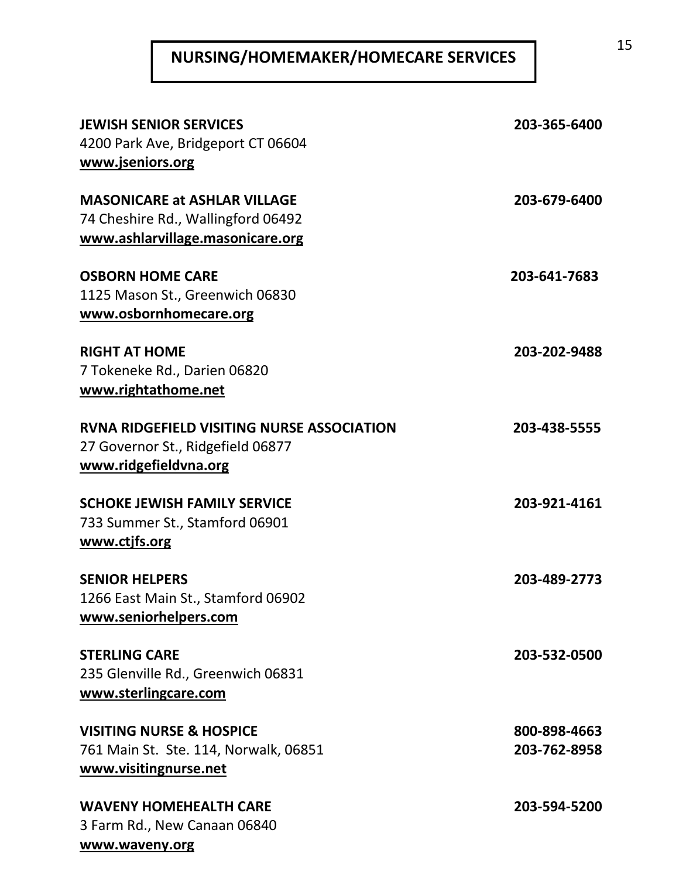# NURSING/HOMEMAKER/HOMECARE SERVICES

**JEWISH SENIOR SERVICES** **203-365-6400**
4200 Park Ave, Bridgeport CT 06604
**www.jseniors.org**

**MASONICARE at ASHLAR VILLAGE** **203-679-6400**
74 Cheshire Rd., Wallingford 06492
**www.ashlarvillage.masonicare.org**

**OSBORN HOME CARE** **203-641-7683**
1125 Mason St., Greenwich 06830
**www.osbornhomecare.org**

**RIGHT AT HOME** **203-202-9488**
7 Tokeneke Rd., Darien 06820
**www.rightathome.net**

**RVNA RIDGEFIELD VISITING NURSE ASSOCIATION** **203-438-5555**
27 Governor St., Ridgefield 06877
**www.ridgefieldvna.org**

**SCHOKE JEWISH FAMILY SERVICE** **203-921-4161**
733 Summer St., Stamford 06901
**www.ctjfs.org**

**SENIOR HELPERS** **203-489-2773**
1266 East Main St., Stamford 06902
**www.seniorhelpers.com**

**STERLING CARE** **203-532-0500**
235 Glenville Rd., Greenwich 06831
**www.sterlingcare.com**

**VISITING NURSE & HOSPICE** **800-898-4663**
761 Main St. Ste. 114, Norwalk, 06851 **203-762-8958**
**www.visitingnurse.net**

**WAVENY HOMEHEALTH CARE** **203-594-5200**
3 Farm Rd., New Canaan 06840
**www.waveny.org**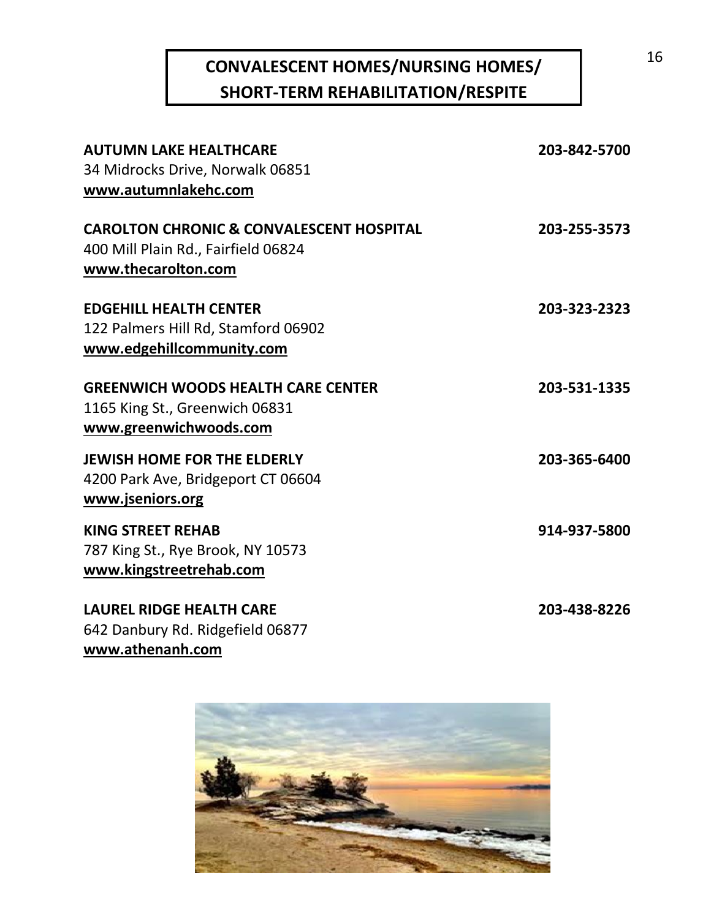# CONVALESCENT HOMES/NURSING HOMES/ SHORT-TERM REHABILITATION/RESPITE

**AUTUMN LAKE HEALTHCARE** **203-842-5700**
34 Midrocks Drive, Norwalk 06851
**www.autumnlakehc.com**

**CAROLTON CHRONIC & CONVALESCENT HOSPITAL** **203-255-3573**
400 Mill Plain Rd., Fairfield 06824
**www.thecarolton.com**

**EDGEHILL HEALTH CENTER** **203-323-2323**
122 Palmers Hill Rd, Stamford 06902
**www.edgehillcommunity.com**

**GREENWICH WOODS HEALTH CARE CENTER** **203-531-1335**
1165 King St., Greenwich 06831
**www.greenwichwoods.com**

**JEWISH HOME FOR THE ELDERLY** **203-365-6400**
4200 Park Ave, Bridgeport CT 06604
**www.jseniors.org**

**KING STREET REHAB** **914-937-5800**
787 King St., Rye Brook, NY 10573
**www.kingstreetrehab.com**

**LAUREL RIDGE HEALTH CARE** **203-438-8226**
642 Danbury Rd. Ridgefield 06877
**www.athenanh.com**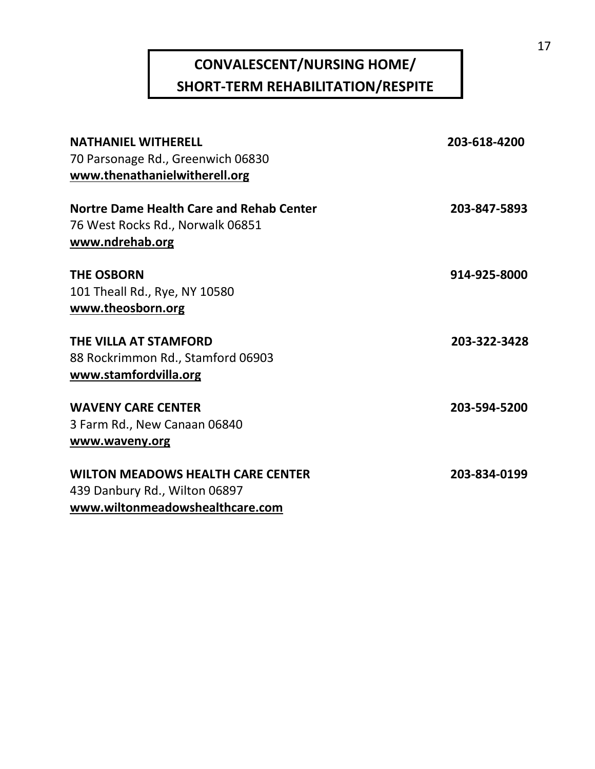# CONVALESCENT/NURSING HOME/ SHORT-TERM REHABILITATION/RESPITE

**NATHANIEL WITHERELL** 203-618-4200
70 Parsonage Rd., Greenwich 06830
**www.thenathanielwitherell.org**

**Nortre Dame Health Care and Rehab Center** 203-847-5893
76 West Rocks Rd., Norwalk 06851
**www.ndrehab.org**

**THE OSBORN** 914-925-8000
101 Theall Rd., Rye, NY 10580
**www.theosborn.org**

**THE VILLA AT STAMFORD** 203-322-3428
88 Rockrimmon Rd., Stamford 06903
**www.stamfordvilla.org**

**WAVENY CARE CENTER** 203-594-5200
3 Farm Rd., New Canaan 06840
**www.waveny.org**

**WILTON MEADOWS HEALTH CARE CENTER** 203-834-0199
439 Danbury Rd., Wilton 06897
**www.wiltonmeadowshealthcare.com**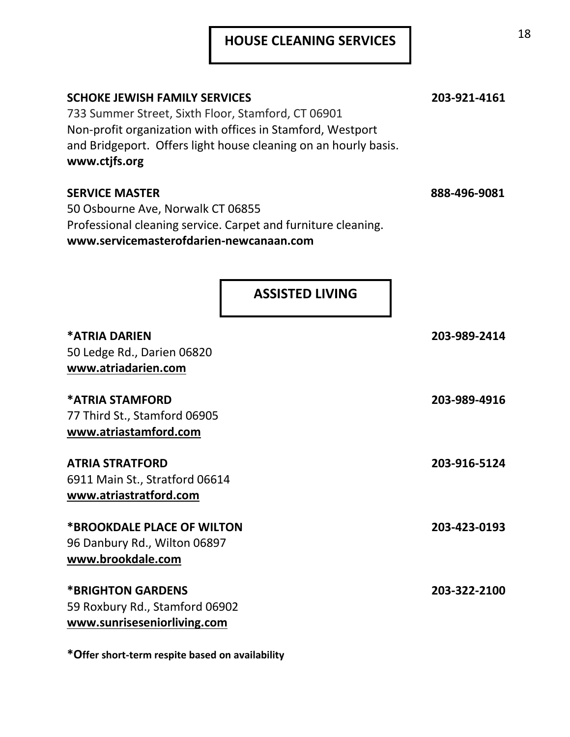# HOUSE CLEANING SERVICES

**SCHOKE JEWISH FAMILY SERVICES** **203-921-4161**
733 Summer Street, Sixth Floor, Stamford, CT 06901
Non-profit organization with offices in Stamford, Westport and Bridgeport. Offers light house cleaning on an hourly basis.
**www.ctjfs.org**

**SERVICE MASTER** **888-496-9081**
50 Osbourne Ave, Norwalk CT 06855
Professional cleaning service. Carpet and furniture cleaning.
**www.servicemasterofdarien-newcanaan.com**

# ASSISTED LIVING

**\*ATRIA DARIEN** **203-989-2414**
50 Ledge Rd., Darien 06820
**www.atriadarien.com**

**\*ATRIA STAMFORD** **203-989-4916**
77 Third St., Stamford 06905
**www.atriastamford.com**

**ATRIA STRATFORD** **203-916-5124**
6911 Main St., Stratford 06614
**www.atriastratford.com**

**\*BROOKDALE PLACE OF WILTON** **203-423-0193**
96 Danbury Rd., Wilton 06897
**www.brookdale.com**

**\*BRIGHTON GARDENS** **203-322-2100**
59 Roxbury Rd., Stamford 06902
**www.sunriseseniorliving.com**

**\*Offer short-term respite based on availability**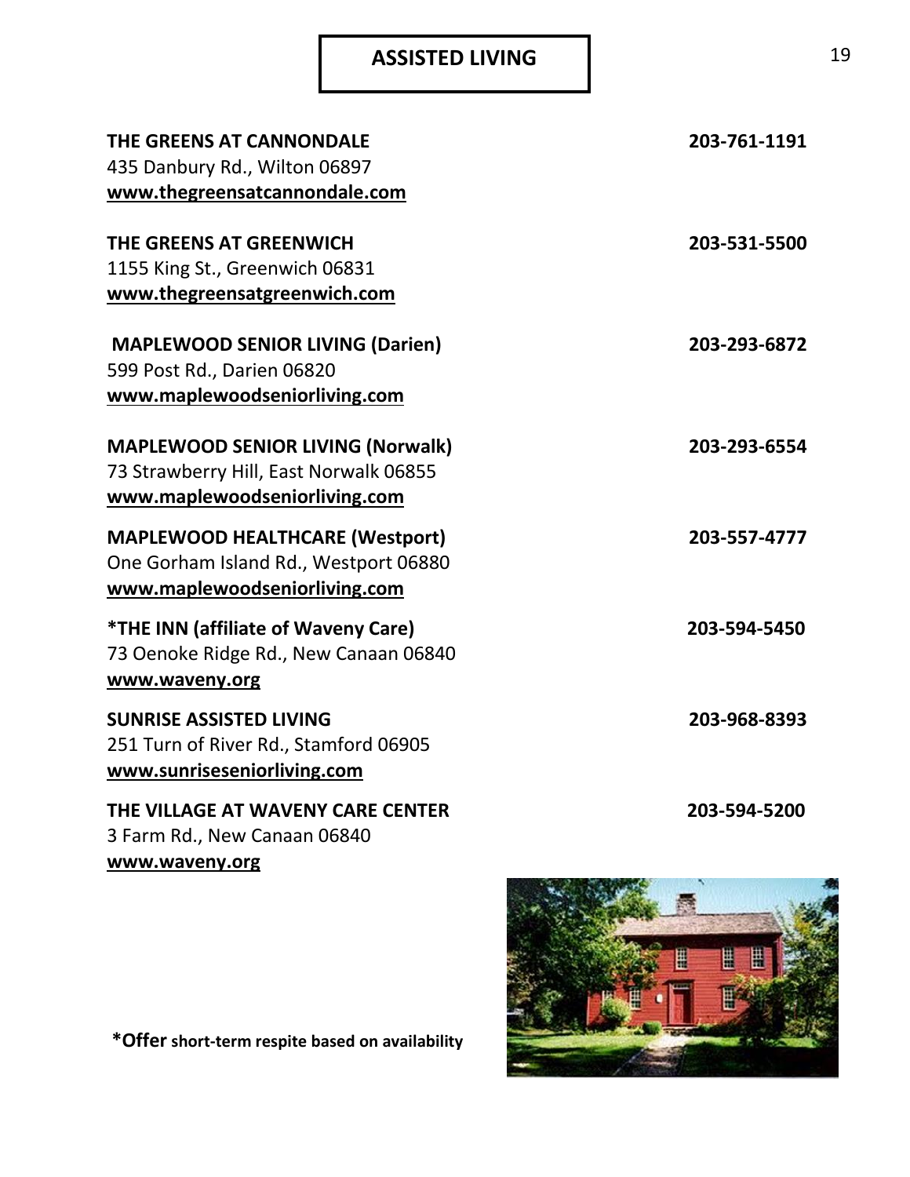# ASSISTED LIVING

**THE GREENS AT CANNONDALE** **203-761-1191**
435 Danbury Rd., Wilton 06897
**www.thegreensatcannondale.com**

**THE GREENS AT GREENWICH** **203-531-5500**
1155 King St., Greenwich 06831
**www.thegreensatgreenwich.com**

**MAPLEWOOD SENIOR LIVING (Darien)** **203-293-6872**
599 Post Rd., Darien 06820
**www.maplewoodseniorliving.com**

**MAPLEWOOD SENIOR LIVING (Norwalk)** **203-293-6554**
73 Strawberry Hill, East Norwalk 06855
**www.maplewoodseniorliving.com**

**MAPLEWOOD HEALTHCARE (Westport)** **203-557-4777**
One Gorham Island Rd., Westport 06880
**www.maplewoodseniorliving.com**

**\*THE INN (affiliate of Waveny Care)** **203-594-5450**
73 Oenoke Ridge Rd., New Canaan 06840
**www.waveny.org**

**SUNRISE ASSISTED LIVING** **203-968-8393**
251 Turn of River Rd., Stamford 06905
**www.sunriseseniorliving.com**

**THE VILLAGE AT WAVENY CARE CENTER** **203-594-5200**
3 Farm Rd., New Canaan 06840
**www.waveny.org**

**\*Offer short-term respite based on availability**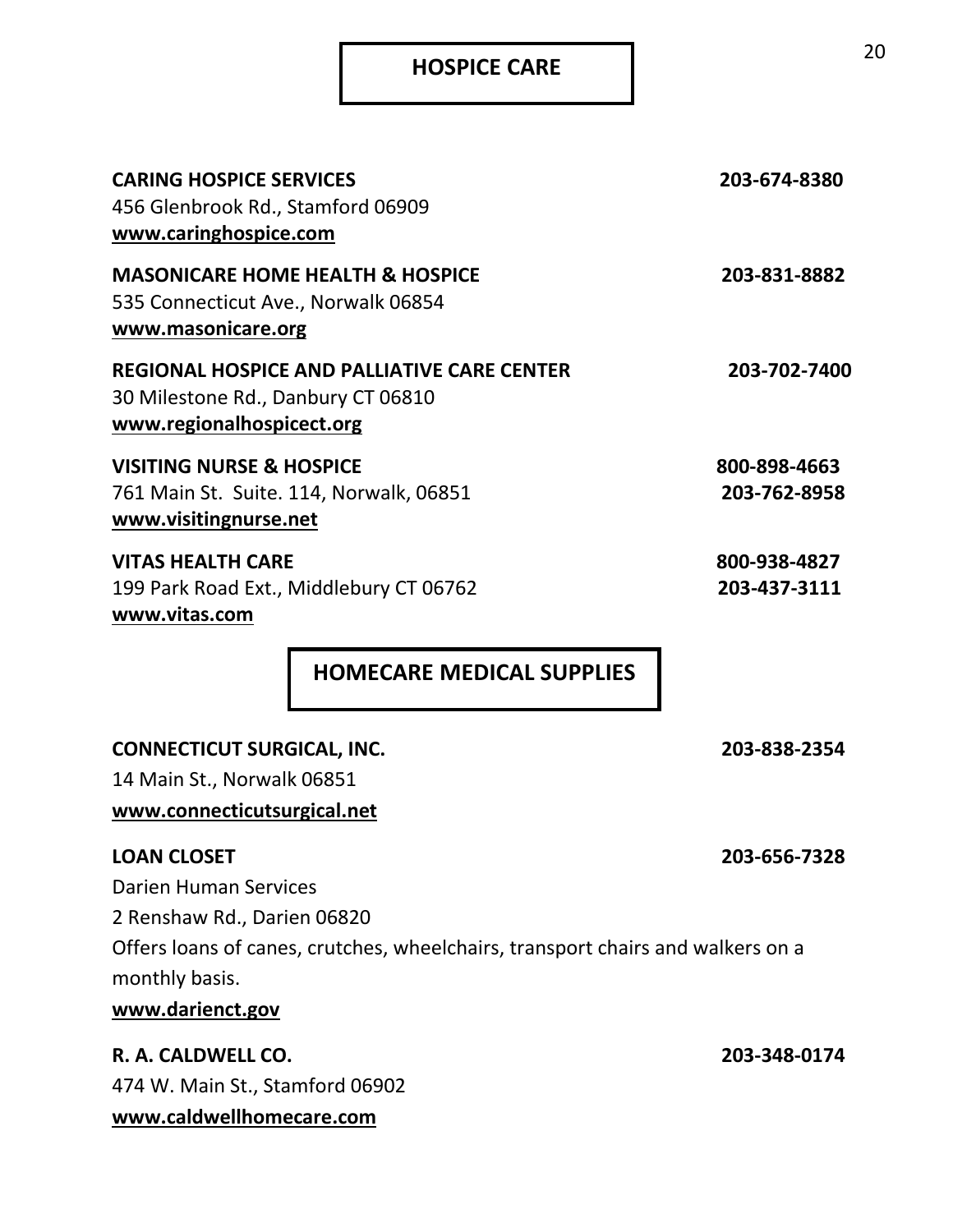## HOSPICE CARE

**CARING HOSPICE SERVICES** **203-674-8380**
456 Glenbrook Rd., Stamford 06909
**www.caringhospice.com**

**MASONICARE HOME HEALTH & HOSPICE** **203-831-8882**
535 Connecticut Ave., Norwalk 06854
**www.masonicare.org**

**REGIONAL HOSPICE AND PALLIATIVE CARE CENTER** **203-702-7400**
30 Milestone Rd., Danbury CT 06810
**www.regionalhospicect.org**

**VISITING NURSE & HOSPICE** **800-898-4663**
761 Main St. Suite. 114, Norwalk, 06851 **203-762-8958**
**www.visitingnurse.net**

**VITAS HEALTH CARE** **800-938-4827**
199 Park Road Ext., Middlebury CT 06762 **203-437-3111**
**www.vitas.com**

## HOMECARE MEDICAL SUPPLIES

**CONNECTICUT SURGICAL, INC.** **203-838-2354**
14 Main St., Norwalk 06851
**www.connecticutsurgical.net**

**LOAN CLOSET** **203-656-7328**
Darien Human Services
2 Renshaw Rd., Darien 06820
Offers loans of canes, crutches, wheelchairs, transport chairs and walkers on a monthly basis.
**www.darienct.gov**

**R. A. CALDWELL CO.** **203-348-0174**
474 W. Main St., Stamford 06902
**www.caldwellhomecare.com**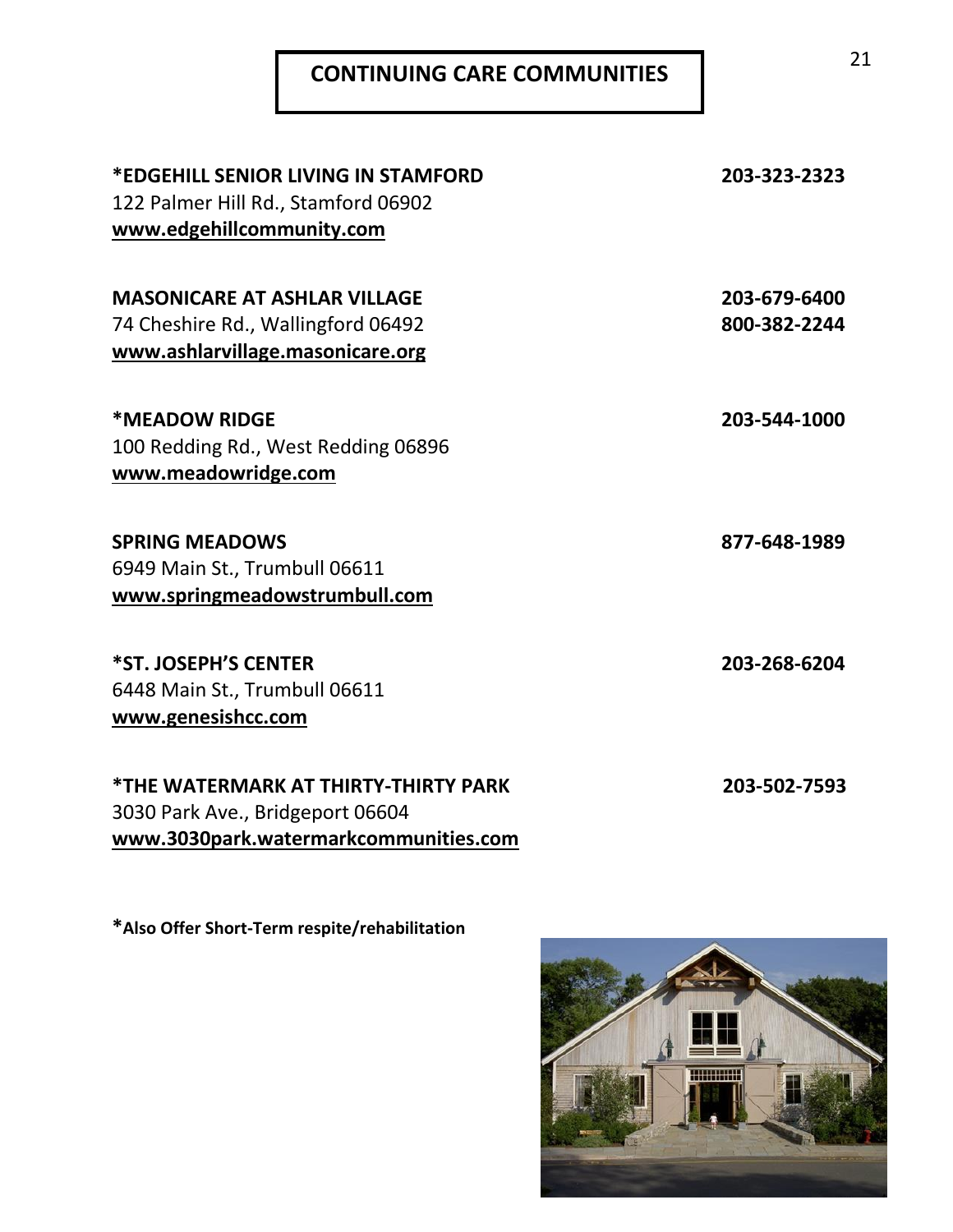# CONTINUING CARE COMMUNITIES

**\*EDGEHILL SENIOR LIVING IN STAMFORD** — **203-323-2323**
122 Palmer Hill Rd., Stamford 06902
**www.edgehillcommunity.com**

**MASONICARE AT ASHLAR VILLAGE** — **203-679-6400** / **800-382-2244**
74 Cheshire Rd., Wallingford 06492
**www.ashlarvillage.masonicare.org**

**\*MEADOW RIDGE** — **203-544-1000**
100 Redding Rd., West Redding 06896
**www.meadowridge.com**

**SPRING MEADOWS** — **877-648-1989**
6949 Main St., Trumbull 06611
**www.springmeadowstrumbull.com**

**\*ST. JOSEPH'S CENTER** — **203-268-6204**
6448 Main St., Trumbull 06611
**www.genesishcc.com**

**\*THE WATERMARK AT THIRTY-THIRTY PARK** — **203-502-7593**
3030 Park Ave., Bridgeport 06604
**www.3030park.watermarkcommunities.com**

**\*Also Offer Short-Term respite/rehabilitation**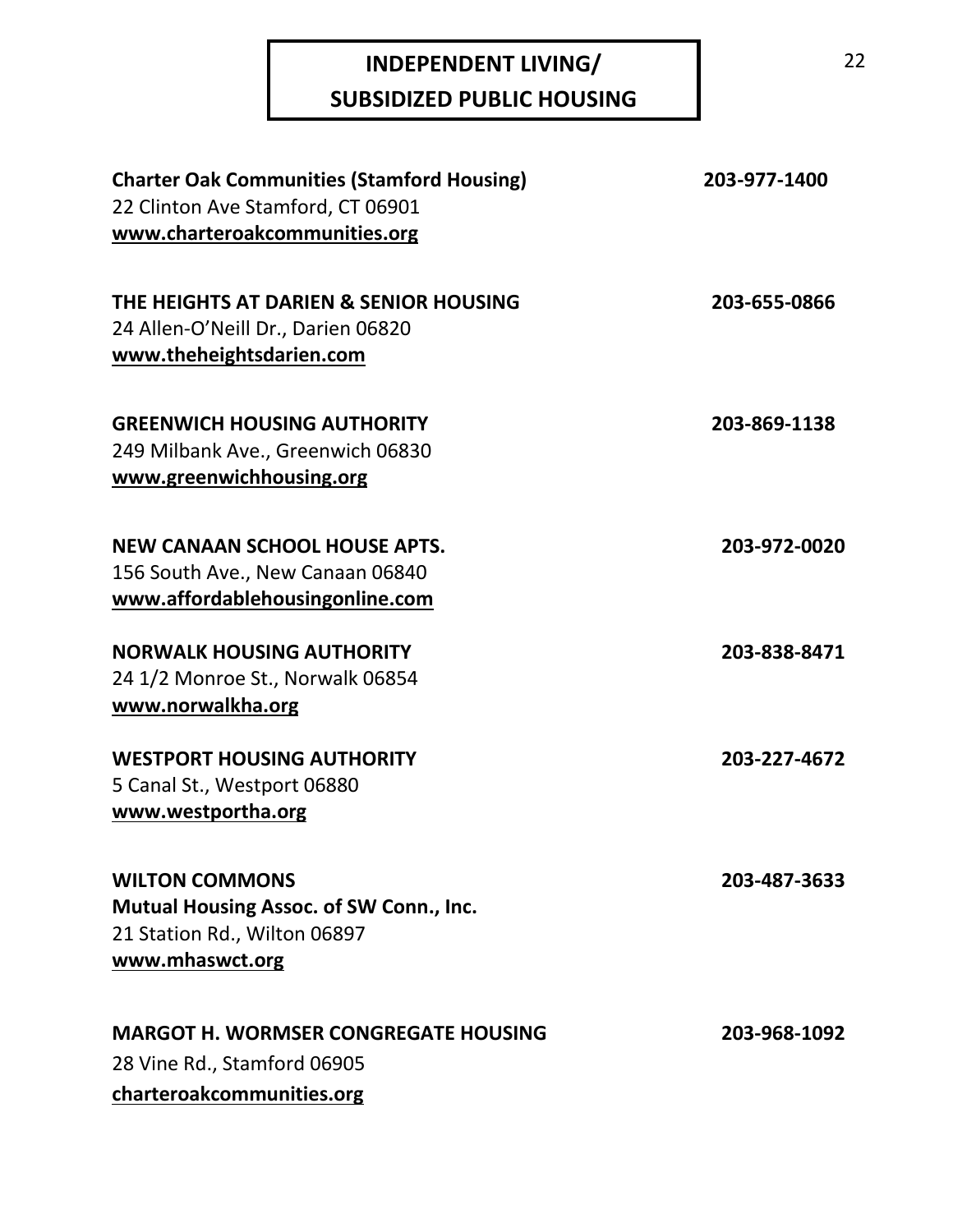# INDEPENDENT LIVING/ SUBSIDIZED PUBLIC HOUSING

**Charter Oak Communities (Stamford Housing)** **203-977-1400**
22 Clinton Ave Stamford, CT 06901
**www.charteroakcommunities.org**

**THE HEIGHTS AT DARIEN & SENIOR HOUSING** **203-655-0866**
24 Allen-O'Neill Dr., Darien 06820
**www.theheightsdarien.com**

**GREENWICH HOUSING AUTHORITY** **203-869-1138**
249 Milbank Ave., Greenwich 06830
**www.greenwichhousing.org**

**NEW CANAAN SCHOOL HOUSE APTS.** **203-972-0020**
156 South Ave., New Canaan 06840
**www.affordablehousingonline.com**

**NORWALK HOUSING AUTHORITY** **203-838-8471**
24 1/2 Monroe St., Norwalk 06854
**www.norwalkha.org**

**WESTPORT HOUSING AUTHORITY** **203-227-4672**
5 Canal St., Westport 06880
**www.westportha.org**

**WILTON COMMONS** **203-487-3633**
**Mutual Housing Assoc. of SW Conn., Inc.**
21 Station Rd., Wilton 06897
**www.mhaswct.org**

**MARGOT H. WORMSER CONGREGATE HOUSING** **203-968-1092**
28 Vine Rd., Stamford 06905
**charteroakcommunities.org**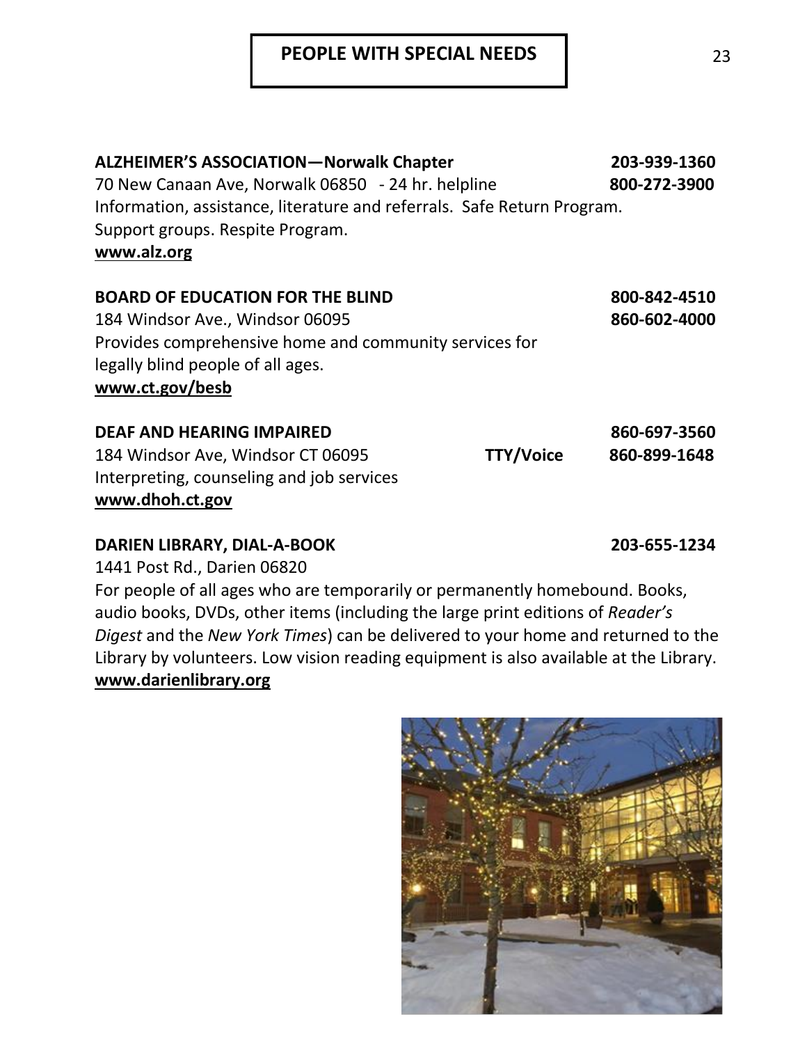# PEOPLE WITH SPECIAL NEEDS

**ALZHEIMER'S ASSOCIATION—Norwalk Chapter** **203-939-1360**
70 New Canaan Ave, Norwalk 06850 - 24 hr. helpline **800-272-3900**
Information, assistance, literature and referrals. Safe Return Program.
Support groups. Respite Program.
**www.alz.org**

**BOARD OF EDUCATION FOR THE BLIND** **800-842-4510**
184 Windsor Ave., Windsor 06095 **860-602-4000**
Provides comprehensive home and community services for
legally blind people of all ages.
**www.ct.gov/besb**

**DEAF AND HEARING IMPAIRED** **860-697-3560**
184 Windsor Ave, Windsor CT 06095 **TTY/Voice** **860-899-1648**
Interpreting, counseling and job services
**www.dhoh.ct.gov**

**DARIEN LIBRARY, DIAL-A-BOOK** **203-655-1234**
1441 Post Rd., Darien 06820
For people of all ages who are temporarily or permanently homebound. Books, audio books, DVDs, other items (including the large print editions of *Reader's Digest* and the *New York Times*) can be delivered to your home and returned to the Library by volunteers. Low vision reading equipment is also available at the Library.
**www.darienlibrary.org**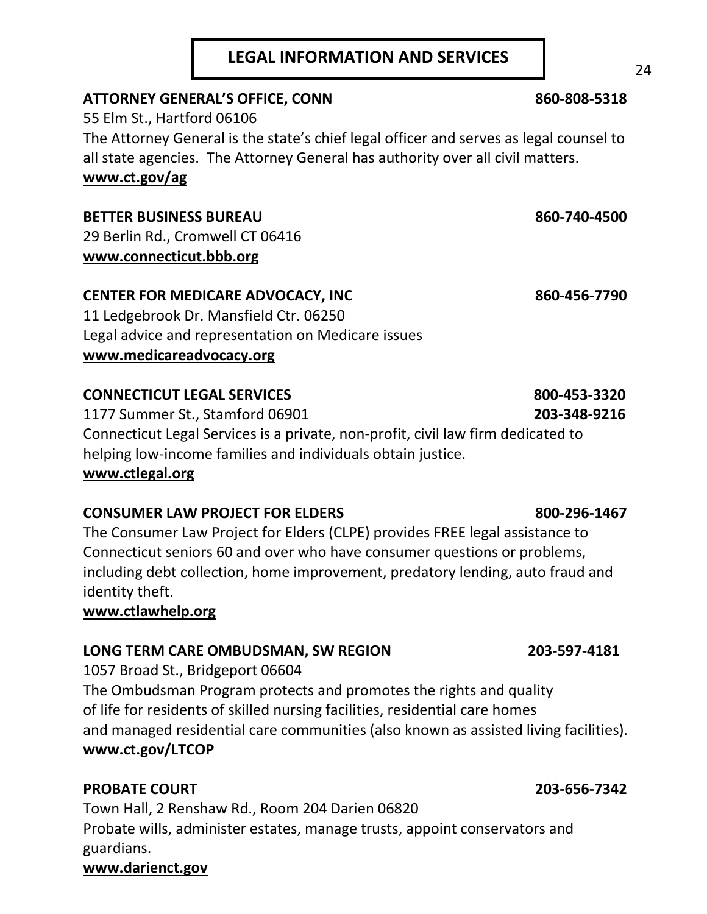# LEGAL INFORMATION AND SERVICES

**ATTORNEY GENERAL'S OFFICE, CONN** **860-808-5318**
55 Elm St., Hartford 06106
The Attorney General is the state's chief legal officer and serves as legal counsel to all state agencies. The Attorney General has authority over all civil matters.
**www.ct.gov/ag**

**BETTER BUSINESS BUREAU** **860-740-4500**
29 Berlin Rd., Cromwell CT 06416
**www.connecticut.bbb.org**

**CENTER FOR MEDICARE ADVOCACY, INC** **860-456-7790**
11 Ledgebrook Dr. Mansfield Ctr. 06250
Legal advice and representation on Medicare issues
**www.medicareadvocacy.org**

**CONNECTICUT LEGAL SERVICES** **800-453-3320**
1177 Summer St., Stamford 06901 **203-348-9216**
Connecticut Legal Services is a private, non-profit, civil law firm dedicated to helping low-income families and individuals obtain justice.
**www.ctlegal.org**

**CONSUMER LAW PROJECT FOR ELDERS** **800-296-1467**
The Consumer Law Project for Elders (CLPE) provides FREE legal assistance to Connecticut seniors 60 and over who have consumer questions or problems, including debt collection, home improvement, predatory lending, auto fraud and identity theft.
**www.ctlawhelp.org**

**LONG TERM CARE OMBUDSMAN, SW REGION** **203-597-4181**
1057 Broad St., Bridgeport 06604
The Ombudsman Program protects and promotes the rights and quality of life for residents of skilled nursing facilities, residential care homes and managed residential care communities (also known as assisted living facilities).
**www.ct.gov/LTCOP**

**PROBATE COURT** **203-656-7342**
Town Hall, 2 Renshaw Rd., Room 204 Darien 06820
Probate wills, administer estates, manage trusts, appoint conservators and guardians.
**www.darienct.gov**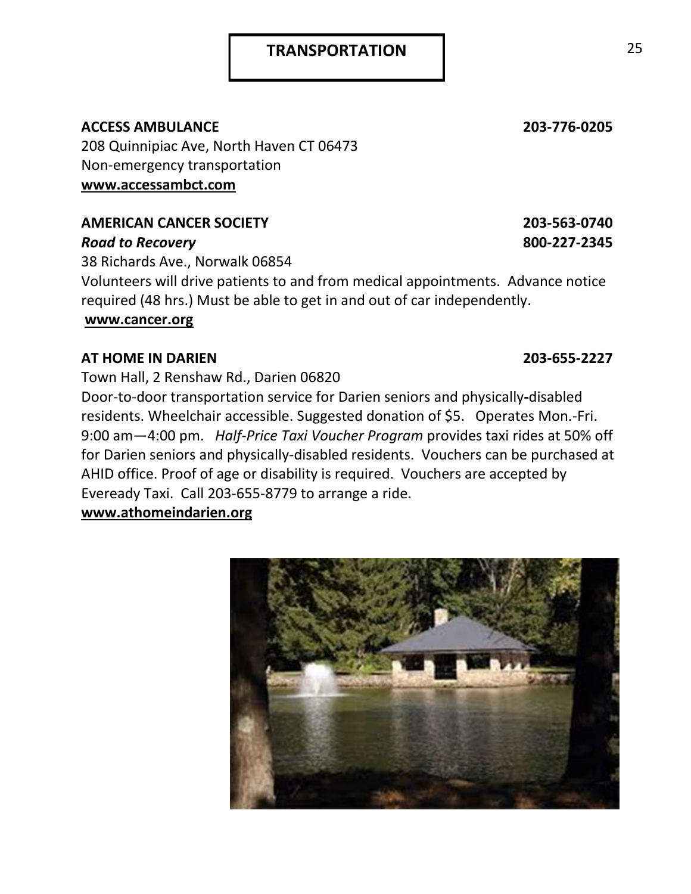# TRANSPORTATION

**ACCESS AMBULANCE** **203-776-0205**
208 Quinnipiac Ave, North Haven CT 06473
Non-emergency transportation
**www.accessambct.com**

**AMERICAN CANCER SOCIETY** **203-563-0740**
***Road to Recovery*** **800-227-2345**
38 Richards Ave., Norwalk 06854
Volunteers will drive patients to and from medical appointments. Advance notice required (48 hrs.) Must be able to get in and out of car independently.
**www.cancer.org**

**AT HOME IN DARIEN** **203-655-2227**
Town Hall, 2 Renshaw Rd., Darien 06820
Door-to-door transportation service for Darien seniors and physically-disabled residents. Wheelchair accessible. Suggested donation of $5. Operates Mon.-Fri. 9:00 am—4:00 pm. *Half-Price Taxi Voucher Program* provides taxi rides at 50% off for Darien seniors and physically-disabled residents. Vouchers can be purchased at AHID office. Proof of age or disability is required. Vouchers are accepted by Eveready Taxi. Call 203-655-8779 to arrange a ride.
**www.athomeindarien.org**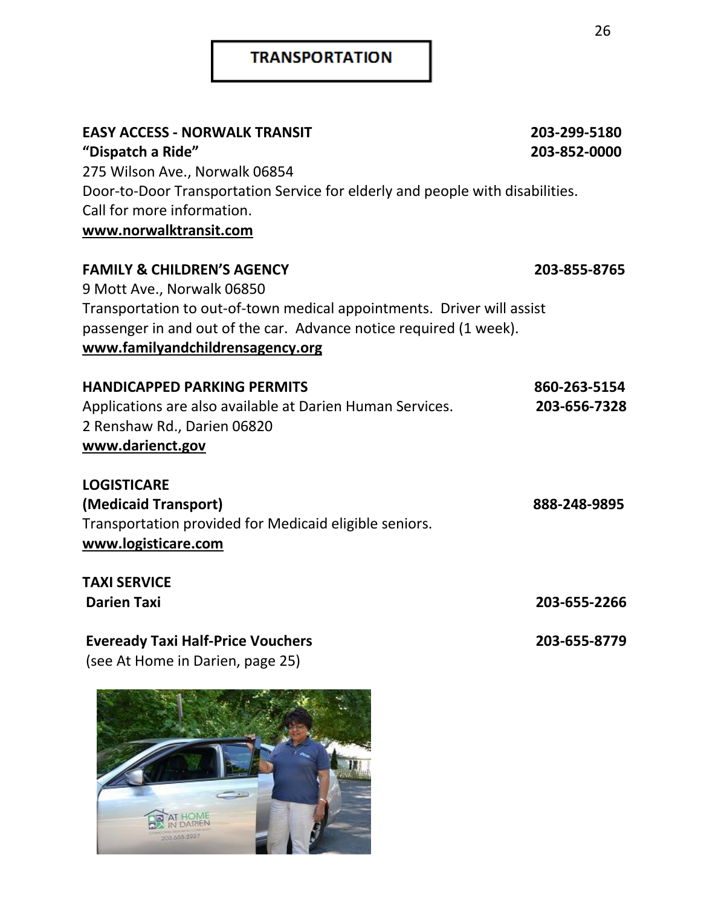# TRANSPORTATION

**EASY ACCESS - NORWALK TRANSIT** 203-299-5180
**"Dispatch a Ride"** 203-852-0000
275 Wilson Ave., Norwalk 06854
Door-to-Door Transportation Service for elderly and people with disabilities.
Call for more information.
**www.norwalktransit.com**

**FAMILY & CHILDREN'S AGENCY** 203-855-8765
9 Mott Ave., Norwalk 06850
Transportation to out-of-town medical appointments. Driver will assist passenger in and out of the car. Advance notice required (1 week).
**www.familyandchildrensagency.org**

**HANDICAPPED PARKING PERMITS** 860-263-5154
Applications are also available at Darien Human Services. 203-656-7328
2 Renshaw Rd., Darien 06820
**www.darienct.gov**

**LOGISTICARE**
**(Medicaid Transport)** 888-248-9895
Transportation provided for Medicaid eligible seniors.
**www.logisticare.com**

**TAXI SERVICE**
**Darien Taxi** 203-655-2266

**Eveready Taxi Half-Price Vouchers** 203-655-8779
(see At Home in Darien, page 25)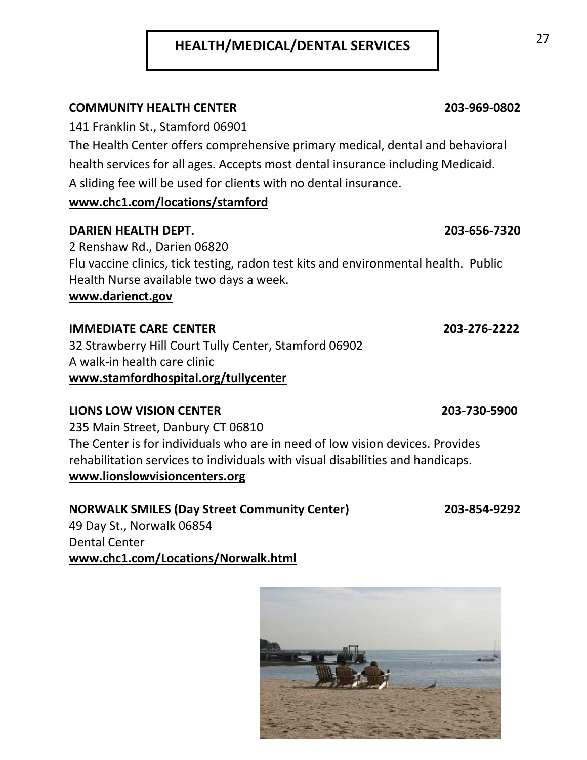# HEALTH/MEDICAL/DENTAL SERVICES

**COMMUNITY HEALTH CENTER** **203-969-0802**

141 Franklin St., Stamford 06901

The Health Center offers comprehensive primary medical, dental and behavioral health services for all ages. Accepts most dental insurance including Medicaid. A sliding fee will be used for clients with no dental insurance.

**www.chc1.com/locations/stamford**

**DARIEN HEALTH DEPT.** **203-656-7320**

2 Renshaw Rd., Darien 06820

Flu vaccine clinics, tick testing, radon test kits and environmental health. Public Health Nurse available two days a week.

**www.darienct.gov**

**IMMEDIATE CARE CENTER** **203-276-2222**

32 Strawberry Hill Court Tully Center, Stamford 06902

A walk-in health care clinic

**www.stamfordhospital.org/tullycenter**

**LIONS LOW VISION CENTER** **203-730-5900**

235 Main Street, Danbury CT 06810

The Center is for individuals who are in need of low vision devices. Provides rehabilitation services to individuals with visual disabilities and handicaps.

**www.lionslowvisioncenters.org**

**NORWALK SMILES (Day Street Community Center)** **203-854-9292**

49 Day St., Norwalk 06854

Dental Center

**www.chc1.com/Locations/Norwalk.html**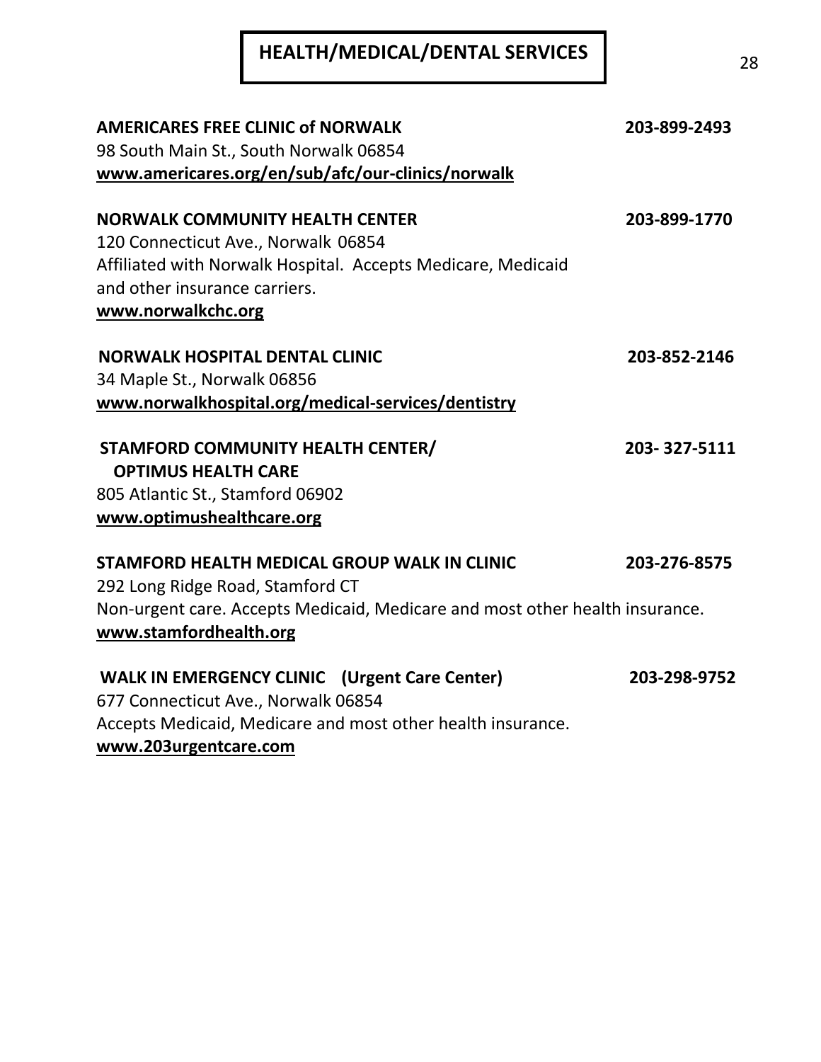# HEALTH/MEDICAL/DENTAL SERVICES

**AMERICARES FREE CLINIC of NORWALK** **203-899-2493**
98 South Main St., South Norwalk 06854
**www.americares.org/en/sub/afc/our-clinics/norwalk**

**NORWALK COMMUNITY HEALTH CENTER** **203-899-1770**
120 Connecticut Ave., Norwalk 06854
Affiliated with Norwalk Hospital. Accepts Medicare, Medicaid and other insurance carriers.
**www.norwalkchc.org**

**NORWALK HOSPITAL DENTAL CLINIC** **203-852-2146**
34 Maple St., Norwalk 06856
**www.norwalkhospital.org/medical-services/dentistry**

**STAMFORD COMMUNITY HEALTH CENTER/ OPTIMUS HEALTH CARE** **203- 327-5111**
805 Atlantic St., Stamford 06902
**www.optimushealthcare.org**

**STAMFORD HEALTH MEDICAL GROUP WALK IN CLINIC** **203-276-8575**
292 Long Ridge Road, Stamford CT
Non-urgent care. Accepts Medicaid, Medicare and most other health insurance.
**www.stamfordhealth.org**

**WALK IN EMERGENCY CLINIC (Urgent Care Center)** **203-298-9752**
677 Connecticut Ave., Norwalk 06854
Accepts Medicaid, Medicare and most other health insurance.
**www.203urgentcare.com**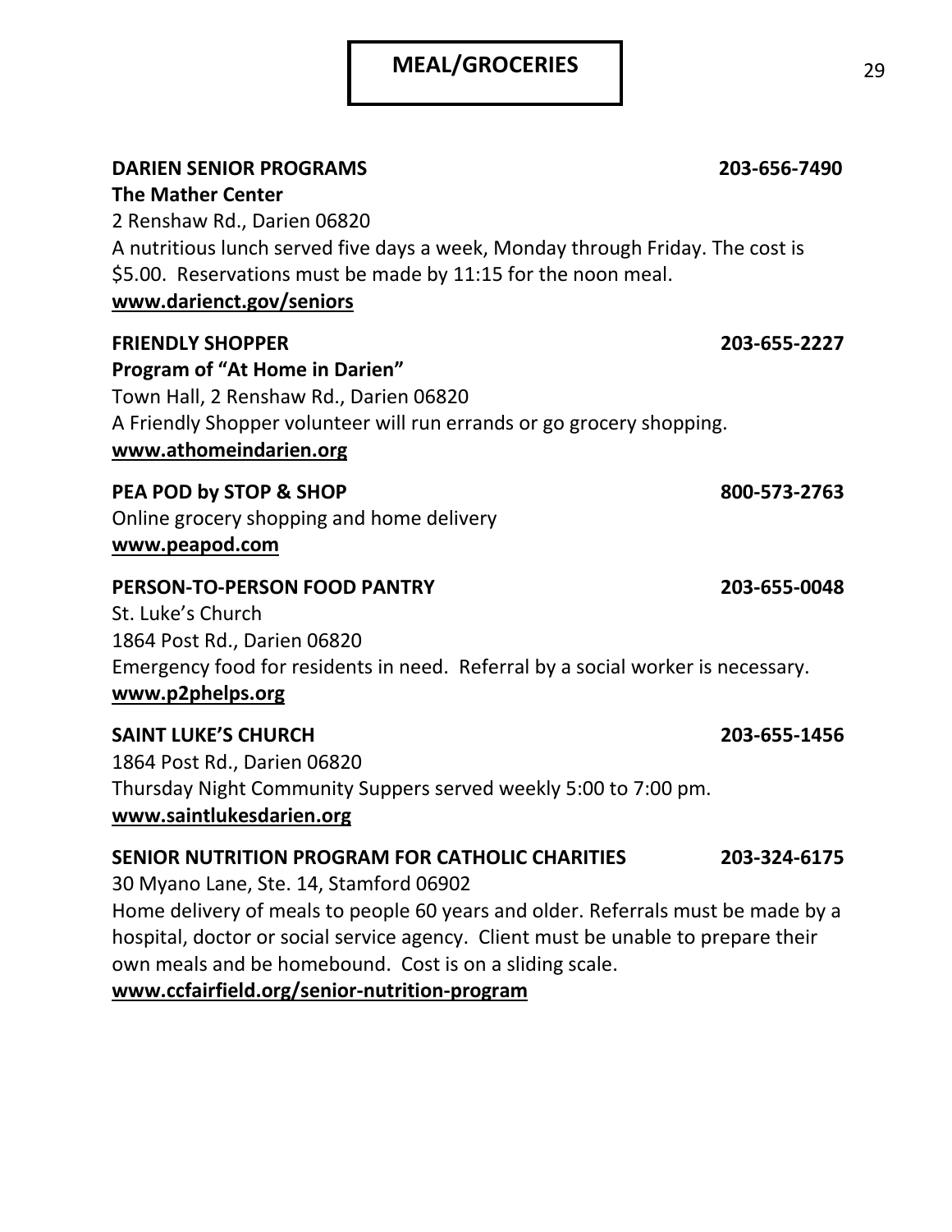# MEAL/GROCERIES

**DARIEN SENIOR PROGRAMS** **203-656-7490**
**The Mather Center**
2 Renshaw Rd., Darien 06820
A nutritious lunch served five days a week, Monday through Friday. The cost is $5.00. Reservations must be made by 11:15 for the noon meal.
**www.darienct.gov/seniors**

**FRIENDLY SHOPPER** **203-655-2227**
**Program of "At Home in Darien"**
Town Hall, 2 Renshaw Rd., Darien 06820
A Friendly Shopper volunteer will run errands or go grocery shopping.
**www.athomeindarien.org**

**PEA POD by STOP & SHOP** **800-573-2763**
Online grocery shopping and home delivery
**www.peapod.com**

**PERSON-TO-PERSON FOOD PANTRY** **203-655-0048**
St. Luke's Church
1864 Post Rd., Darien 06820
Emergency food for residents in need. Referral by a social worker is necessary.
**www.p2phelps.org**

**SAINT LUKE'S CHURCH** **203-655-1456**
1864 Post Rd., Darien 06820
Thursday Night Community Suppers served weekly 5:00 to 7:00 pm.
**www.saintlukesdarien.org**

**SENIOR NUTRITION PROGRAM FOR CATHOLIC CHARITIES** **203-324-6175**
30 Myano Lane, Ste. 14, Stamford 06902
Home delivery of meals to people 60 years and older. Referrals must be made by a hospital, doctor or social service agency. Client must be unable to prepare their own meals and be homebound. Cost is on a sliding scale.
**www.ccfairfield.org/senior-nutrition-program**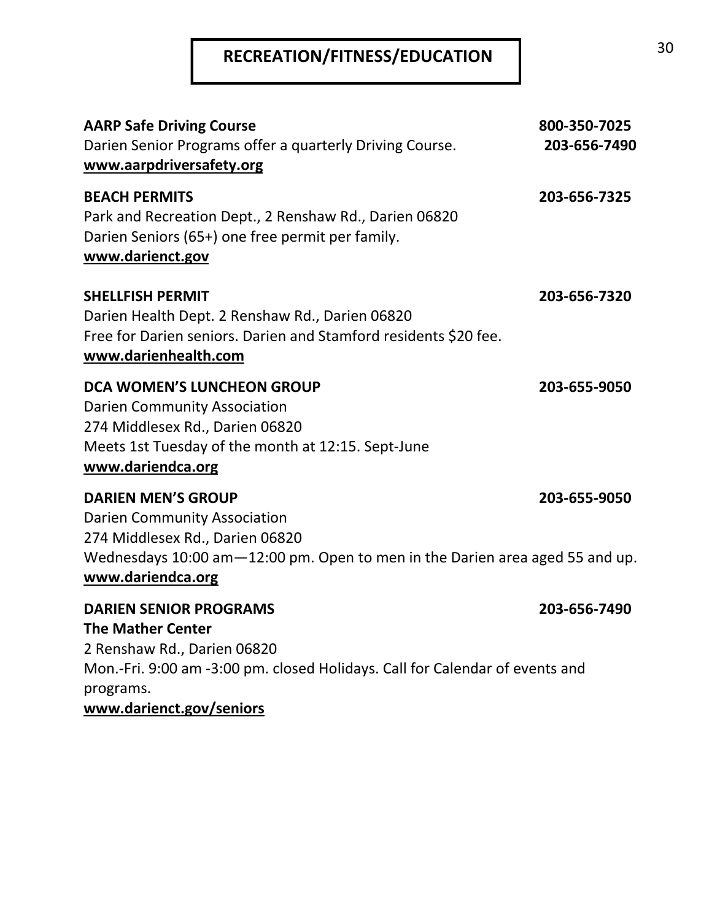# RECREATION/FITNESS/EDUCATION

**AARP Safe Driving Course** **800-350-7025**
Darien Senior Programs offer a quarterly Driving Course. **203-656-7490**
**www.aarpdriversafety.org**

**BEACH PERMITS** **203-656-7325**
Park and Recreation Dept., 2 Renshaw Rd., Darien 06820
Darien Seniors (65+) one free permit per family.
**www.darienct.gov**

**SHELLFISH PERMIT** **203-656-7320**
Darien Health Dept. 2 Renshaw Rd., Darien 06820
Free for Darien seniors. Darien and Stamford residents $20 fee.
**www.darienhealth.com**

**DCA WOMEN'S LUNCHEON GROUP** **203-655-9050**
Darien Community Association
274 Middlesex Rd., Darien 06820
Meets 1st Tuesday of the month at 12:15. Sept-June
**www.dariendca.org**

**DARIEN MEN'S GROUP** **203-655-9050**
Darien Community Association
274 Middlesex Rd., Darien 06820
Wednesdays 10:00 am—12:00 pm. Open to men in the Darien area aged 55 and up.
**www.dariendca.org**

**DARIEN SENIOR PROGRAMS** **203-656-7490**
**The Mather Center**
2 Renshaw Rd., Darien 06820
Mon.-Fri. 9:00 am -3:00 pm. closed Holidays. Call for Calendar of events and programs.
**www.darienct.gov/seniors**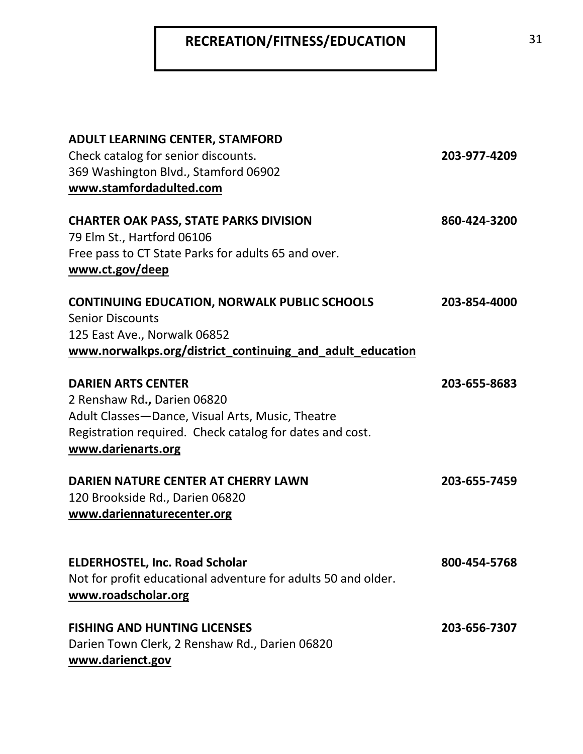# RECREATION/FITNESS/EDUCATION

**ADULT LEARNING CENTER, STAMFORD**
Check catalog for senior discounts. **203-977-4209**
369 Washington Blvd., Stamford 06902
**www.stamfordadulted.com**

**CHARTER OAK PASS, STATE PARKS DIVISION** **860-424-3200**
79 Elm St., Hartford 06106
Free pass to CT State Parks for adults 65 and over.
**www.ct.gov/deep**

**CONTINUING EDUCATION, NORWALK PUBLIC SCHOOLS** **203-854-4000**
Senior Discounts
125 East Ave., Norwalk 06852
**www.norwalkps.org/district_continuing_and_adult_education**

**DARIEN ARTS CENTER** **203-655-8683**
2 Renshaw Rd**.,** Darien 06820
Adult Classes—Dance, Visual Arts, Music, Theatre
Registration required. Check catalog for dates and cost.
**www.darienarts.org**

**DARIEN NATURE CENTER AT CHERRY LAWN** **203-655-7459**
120 Brookside Rd., Darien 06820
**www.dariennaturecenter.org**

**ELDERHOSTEL, Inc. Road Scholar** **800-454-5768**
Not for profit educational adventure for adults 50 and older.
**www.roadscholar.org**

**FISHING AND HUNTING LICENSES** **203-656-7307**
Darien Town Clerk, 2 Renshaw Rd., Darien 06820
**www.darienct.gov**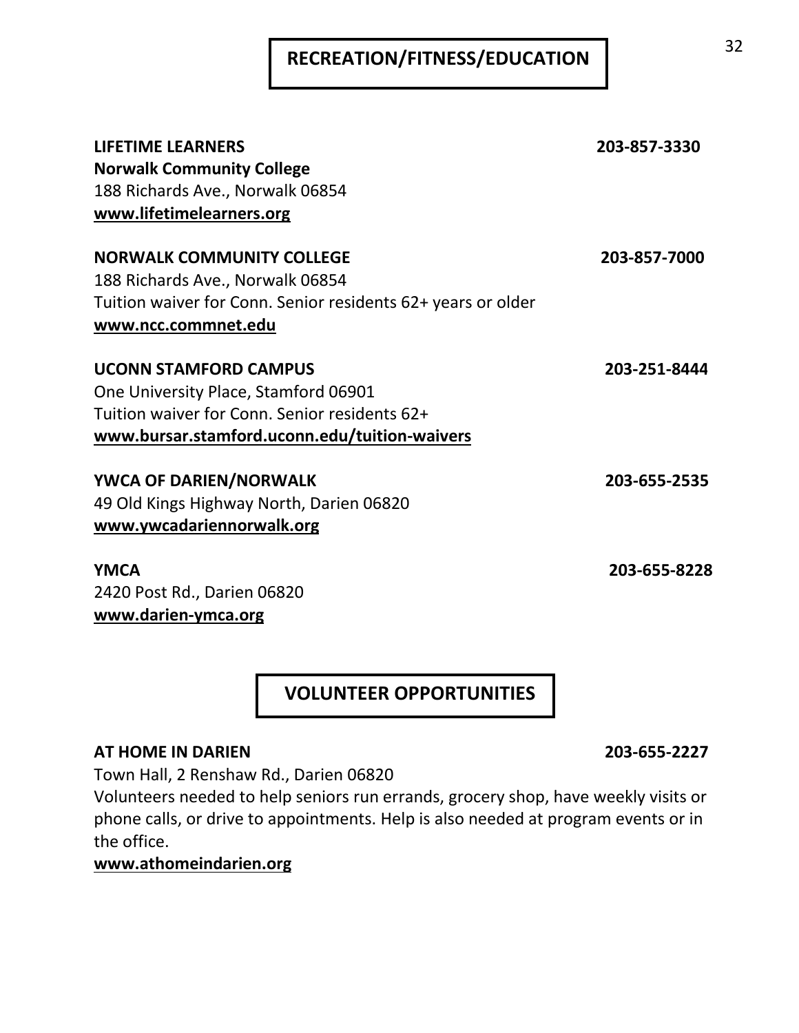# RECREATION/FITNESS/EDUCATION

**LIFETIME LEARNERS** **203-857-3330**
**Norwalk Community College**
188 Richards Ave., Norwalk 06854
**www.lifetimelearners.org**

**NORWALK COMMUNITY COLLEGE** **203-857-7000**
188 Richards Ave., Norwalk 06854
Tuition waiver for Conn. Senior residents 62+ years or older
**www.ncc.commnet.edu**

**UCONN STAMFORD CAMPUS** **203-251-8444**
One University Place, Stamford 06901
Tuition waiver for Conn. Senior residents 62+
**www.bursar.stamford.uconn.edu/tuition-waivers**

**YWCA OF DARIEN/NORWALK** **203-655-2535**
49 Old Kings Highway North, Darien 06820
**www.ywcadariennorwalk.org**

**YMCA** **203-655-8228**
2420 Post Rd., Darien 06820
**www.darien-ymca.org**

# VOLUNTEER OPPORTUNITIES

**AT HOME IN DARIEN** **203-655-2227**
Town Hall, 2 Renshaw Rd., Darien 06820
Volunteers needed to help seniors run errands, grocery shop, have weekly visits or phone calls, or drive to appointments. Help is also needed at program events or in the office.
**www.athomeindarien.org**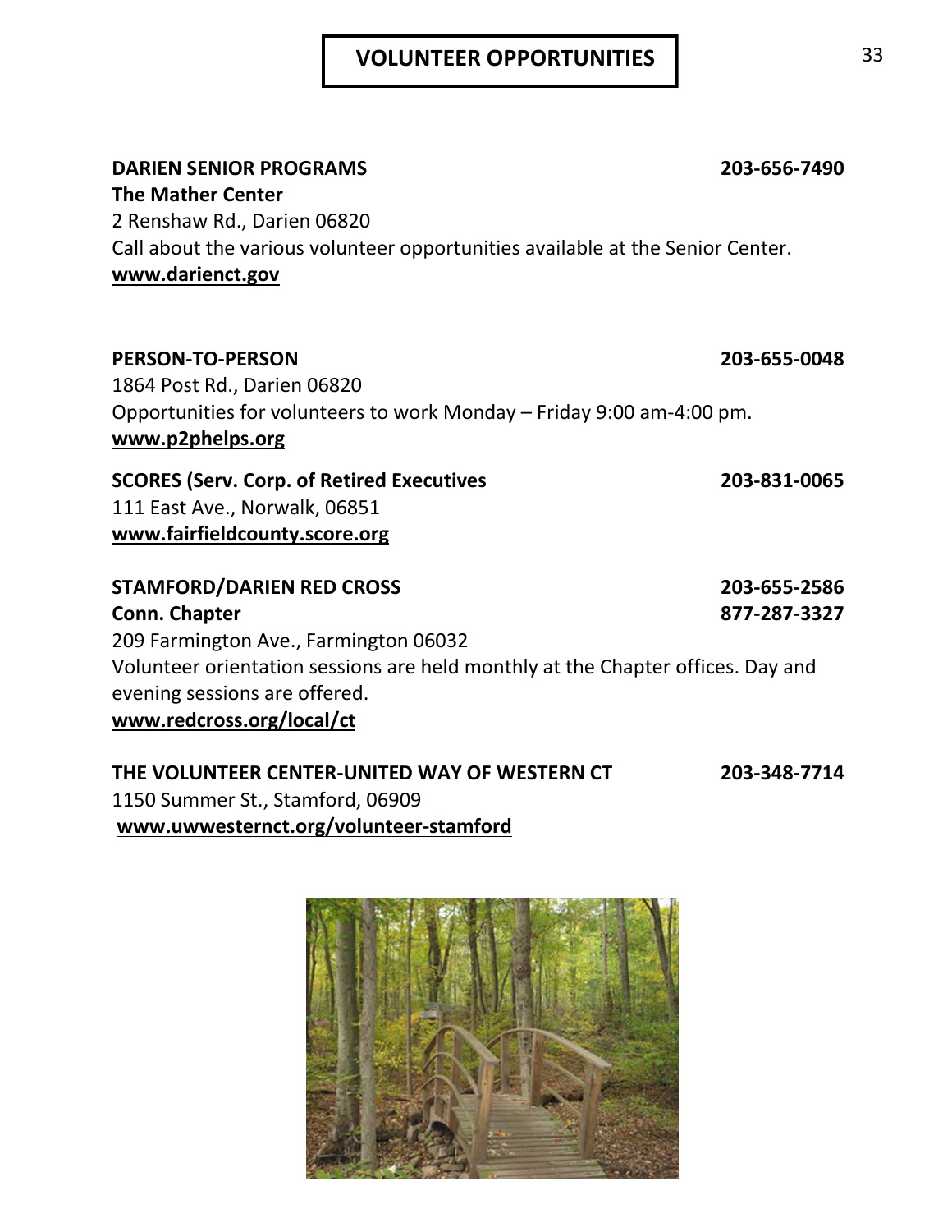# VOLUNTEER OPPORTUNITIES

**DARIEN SENIOR PROGRAMS** **203-656-7490**
**The Mather Center**
2 Renshaw Rd., Darien 06820
Call about the various volunteer opportunities available at the Senior Center.
**www.darienct.gov**

**PERSON-TO-PERSON** **203-655-0048**
1864 Post Rd., Darien 06820
Opportunities for volunteers to work Monday – Friday 9:00 am-4:00 pm.
**www.p2phelps.org**

**SCORES (Serv. Corp. of Retired Executives** **203-831-0065**
111 East Ave., Norwalk, 06851
**www.fairfieldcounty.score.org**

**STAMFORD/DARIEN RED CROSS** **203-655-2586**
**Conn. Chapter** **877-287-3327**
209 Farmington Ave., Farmington 06032
Volunteer orientation sessions are held monthly at the Chapter offices. Day and evening sessions are offered.
**www.redcross.org/local/ct**

**THE VOLUNTEER CENTER-UNITED WAY OF WESTERN CT** **203-348-7714**
1150 Summer St., Stamford, 06909
**www.uwwesternct.org/volunteer-stamford**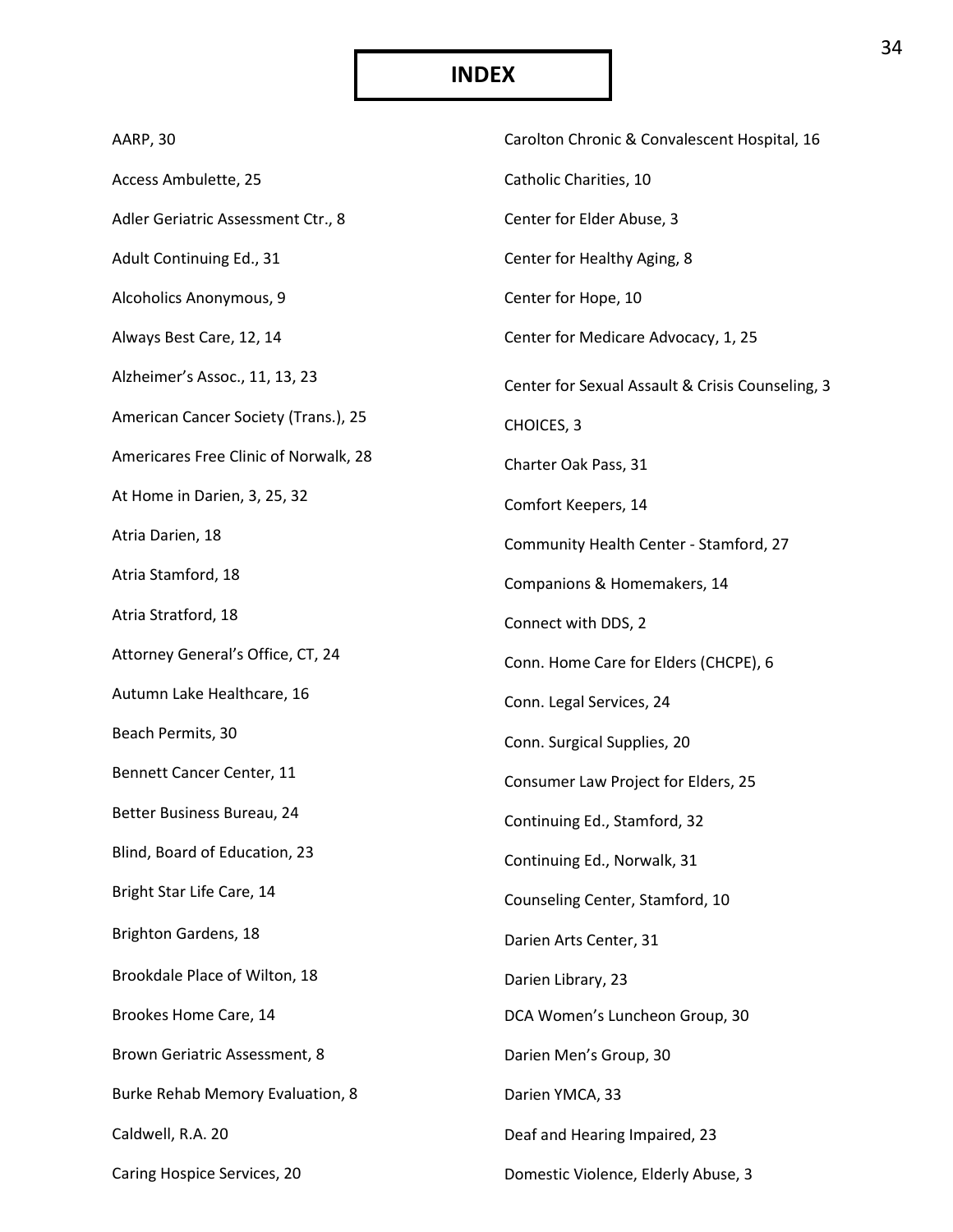# INDEX

AARP, 30

Access Ambulette, 25

Adler Geriatric Assessment Ctr., 8

Adult Continuing Ed., 31

Alcoholics Anonymous, 9

Always Best Care, 12, 14

Alzheimer's Assoc., 11, 13, 23

American Cancer Society (Trans.), 25

Americares Free Clinic of Norwalk, 28

At Home in Darien, 3, 25, 32

Atria Darien, 18

Atria Stamford, 18

Atria Stratford, 18

Attorney General's Office, CT, 24

Autumn Lake Healthcare, 16

Beach Permits, 30

Bennett Cancer Center, 11

Better Business Bureau, 24

Blind, Board of Education, 23

Bright Star Life Care, 14

Brighton Gardens, 18

Brookdale Place of Wilton, 18

Brookes Home Care, 14

Brown Geriatric Assessment, 8

Burke Rehab Memory Evaluation, 8

Caldwell, R.A. 20

Caring Hospice Services, 20

Carolton Chronic & Convalescent Hospital, 16

Catholic Charities, 10

Center for Elder Abuse, 3

Center for Healthy Aging, 8

Center for Hope, 10

Center for Medicare Advocacy, 1, 25

Center for Sexual Assault & Crisis Counseling, 3

CHOICES, 3

Charter Oak Pass, 31

Comfort Keepers, 14

Community Health Center - Stamford, 27

Companions & Homemakers, 14

Connect with DDS, 2

Conn. Home Care for Elders (CHCPE), 6

Conn. Legal Services, 24

Conn. Surgical Supplies, 20

Consumer Law Project for Elders, 25

Continuing Ed., Stamford, 32

Continuing Ed., Norwalk, 31

Counseling Center, Stamford, 10

Darien Arts Center, 31

Darien Library, 23

DCA Women's Luncheon Group, 30

Darien Men's Group, 30

Darien YMCA, 33

Deaf and Hearing Impaired, 23

Domestic Violence, Elderly Abuse, 3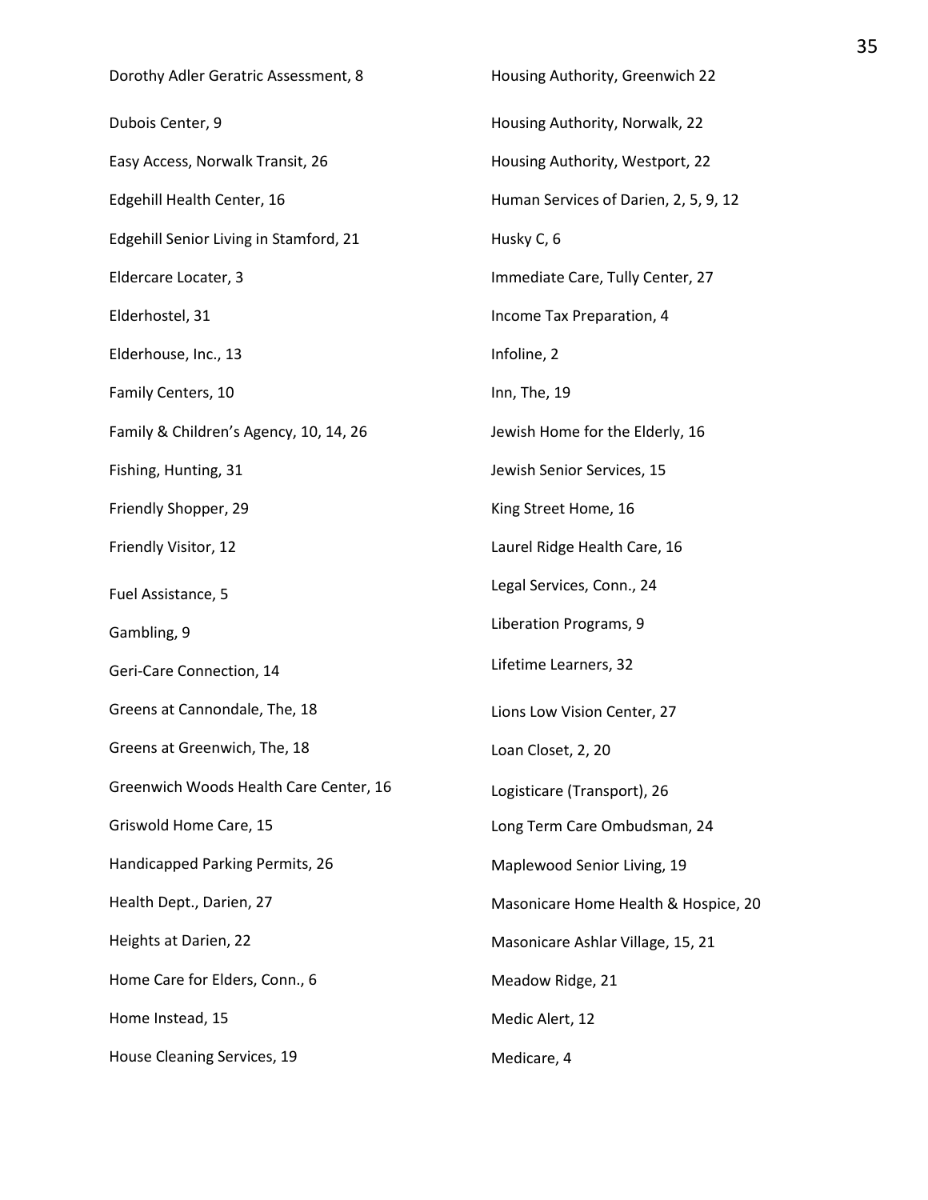Dorothy Adler Geratric Assessment, 8

Dubois Center, 9

Easy Access, Norwalk Transit, 26

Edgehill Health Center, 16

Edgehill Senior Living in Stamford, 21

Eldercare Locater, 3

Elderhostel, 31

Elderhouse, Inc., 13

Family Centers, 10

Family & Children's Agency, 10, 14, 26

Fishing, Hunting, 31

Friendly Shopper, 29

Friendly Visitor, 12

Fuel Assistance, 5

Gambling, 9

Geri-Care Connection, 14

Greens at Cannondale, The, 18

Greens at Greenwich, The, 18

Greenwich Woods Health Care Center, 16

Griswold Home Care, 15

Handicapped Parking Permits, 26

Health Dept., Darien, 27

Heights at Darien, 22

Home Care for Elders, Conn., 6

Home Instead, 15

House Cleaning Services, 19

Housing Authority, Greenwich 22

Housing Authority, Norwalk, 22

Housing Authority, Westport, 22

Human Services of Darien, 2, 5, 9, 12

Husky C, 6

Immediate Care, Tully Center, 27

Income Tax Preparation, 4

Infoline, 2

Inn, The, 19

Jewish Home for the Elderly, 16

Jewish Senior Services, 15

King Street Home, 16

Laurel Ridge Health Care, 16

Legal Services, Conn., 24

Liberation Programs, 9

Lifetime Learners, 32

Lions Low Vision Center, 27

Loan Closet, 2, 20

Logisticare (Transport), 26

Long Term Care Ombudsman, 24

Maplewood Senior Living, 19

Masonicare Home Health & Hospice, 20

Masonicare Ashlar Village, 15, 21

Meadow Ridge, 21

Medic Alert, 12

Medicare, 4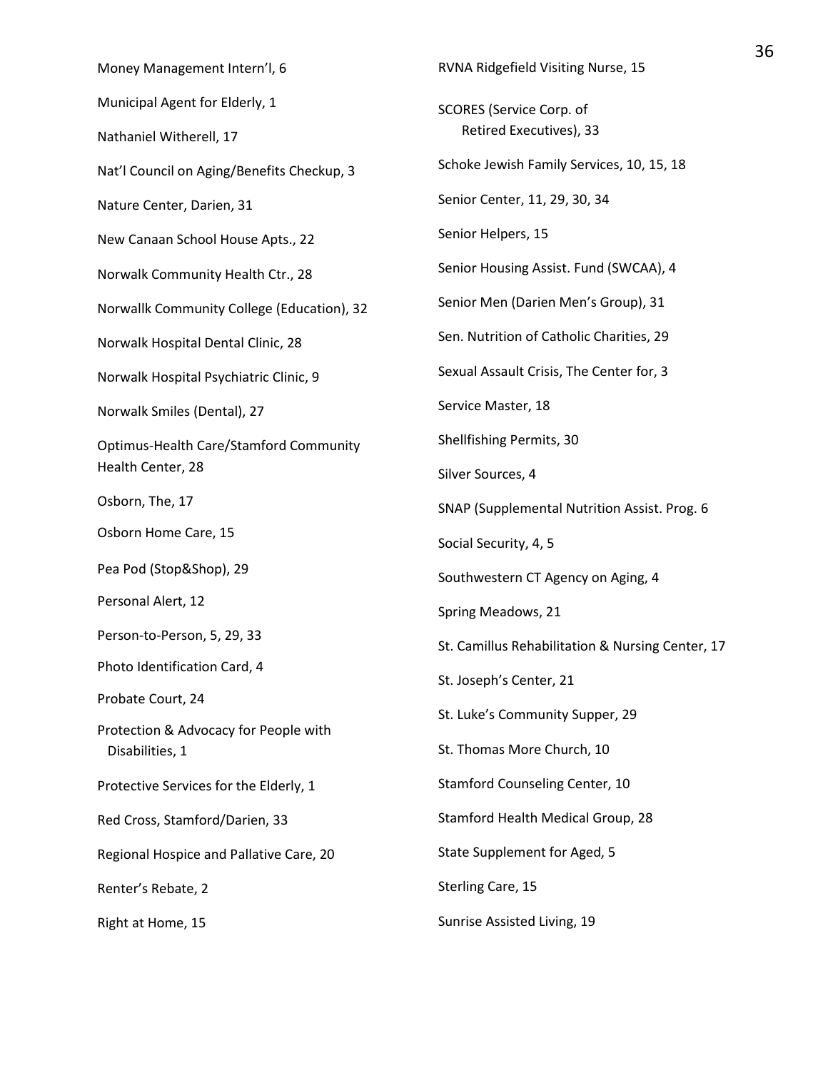Money Management Intern'l, 6

Municipal Agent for Elderly, 1

Nathaniel Witherell, 17

Nat'l Council on Aging/Benefits Checkup, 3

Nature Center, Darien, 31

New Canaan School House Apts., 22

Norwalk Community Health Ctr., 28

Norwallk Community College (Education), 32

Norwalk Hospital Dental Clinic, 28

Norwalk Hospital Psychiatric Clinic, 9

Norwalk Smiles (Dental), 27

Optimus-Health Care/Stamford Community Health Center, 28

Osborn, The, 17

Osborn Home Care, 15

Pea Pod (Stop&Shop), 29

Personal Alert, 12

Person-to-Person, 5, 29, 33

Photo Identification Card, 4

Probate Court, 24

Protection & Advocacy for People with Disabilities, 1

Protective Services for the Elderly, 1

Red Cross, Stamford/Darien, 33

Regional Hospice and Pallative Care, 20

Renter's Rebate, 2

Right at Home, 15

RVNA Ridgefield Visiting Nurse, 15

SCORES (Service Corp. of Retired Executives), 33

Schoke Jewish Family Services, 10, 15, 18

Senior Center, 11, 29, 30, 34

Senior Helpers, 15

Senior Housing Assist. Fund (SWCAA), 4

Senior Men (Darien Men's Group), 31

Sen. Nutrition of Catholic Charities, 29

Sexual Assault Crisis, The Center for, 3

Service Master, 18

Shellfishing Permits, 30

Silver Sources, 4

SNAP (Supplemental Nutrition Assist. Prog. 6

Social Security, 4, 5

Southwestern CT Agency on Aging, 4

Spring Meadows, 21

St. Camillus Rehabilitation & Nursing Center, 17

St. Joseph's Center, 21

St. Luke's Community Supper, 29

St. Thomas More Church, 10

Stamford Counseling Center, 10

Stamford Health Medical Group, 28

State Supplement for Aged, 5

Sterling Care, 15

Sunrise Assisted Living, 19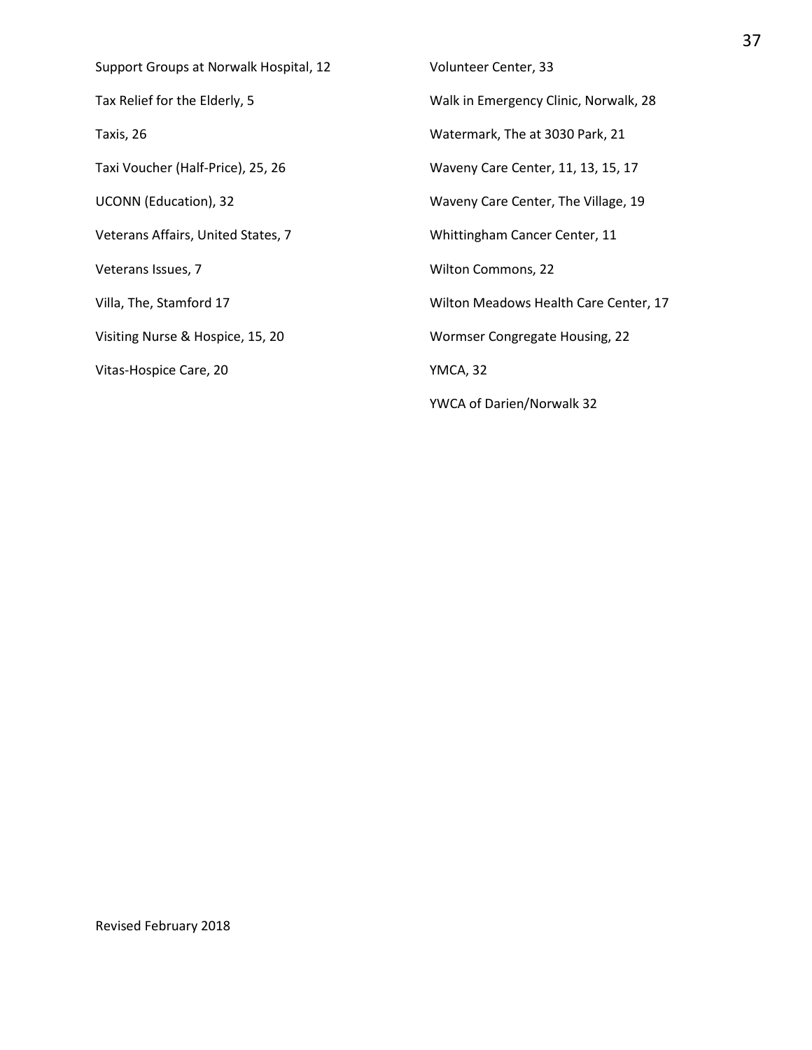Support Groups at Norwalk Hospital, 12

Tax Relief for the Elderly, 5

Taxis, 26

Taxi Voucher (Half-Price), 25, 26

UCONN (Education), 32

Veterans Affairs, United States, 7

Veterans Issues, 7

Villa, The, Stamford 17

Visiting Nurse & Hospice, 15, 20

Vitas-Hospice Care, 20

Volunteer Center, 33

Walk in Emergency Clinic, Norwalk, 28

Watermark, The at 3030 Park, 21

Waveny Care Center, 11, 13, 15, 17

Waveny Care Center, The Village, 19

Whittingham Cancer Center, 11

Wilton Commons, 22

Wilton Meadows Health Care Center, 17

Wormser Congregate Housing, 22

YMCA, 32

YWCA of Darien/Norwalk 32

Revised February 2018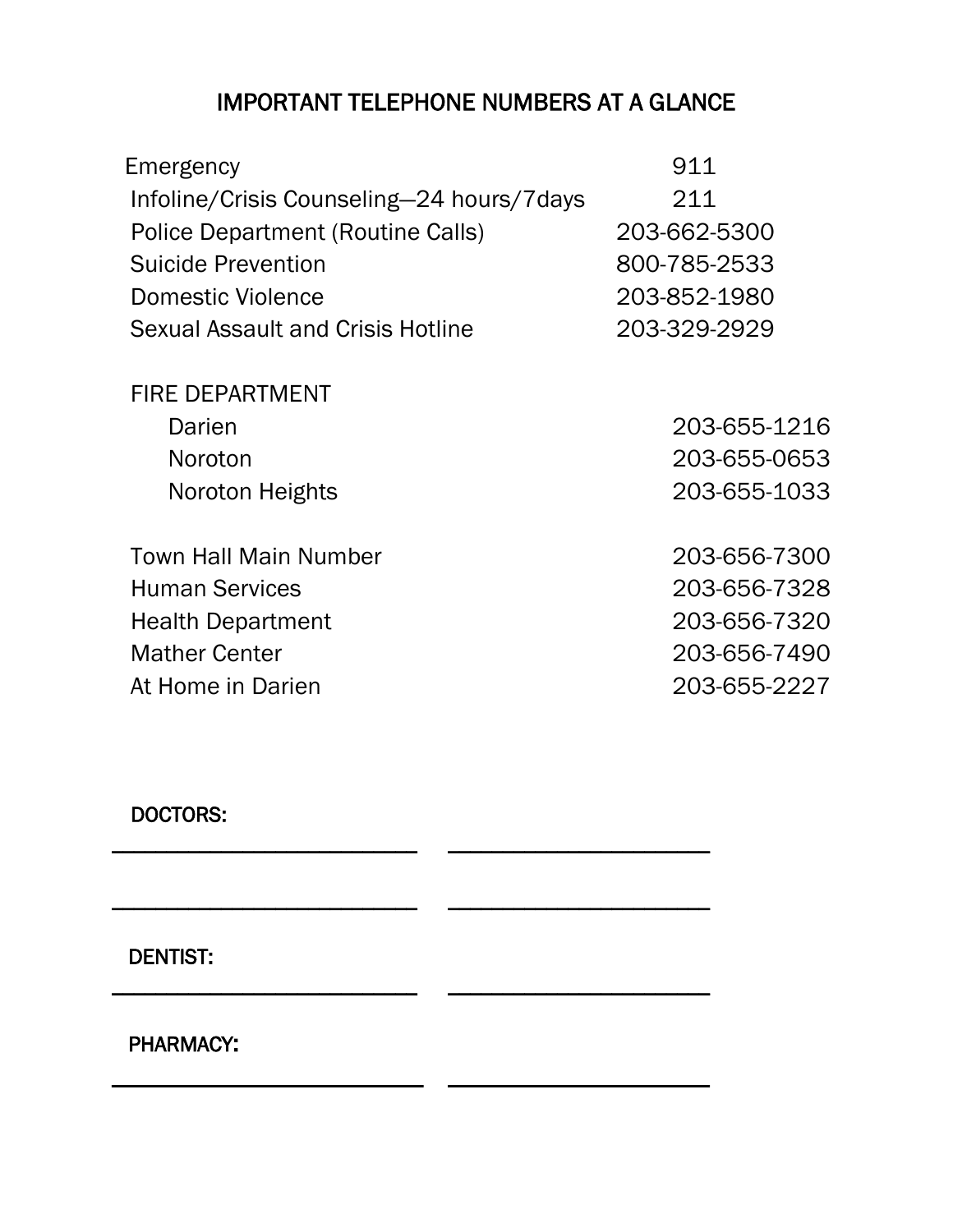# IMPORTANT TELEPHONE NUMBERS AT A GLANCE

| | |
|---|---|
| Emergency | 911 |
| Infoline/Crisis Counseling—24 hours/7days | 211 |
| Police Department (Routine Calls) | 203-662-5300 |
| Suicide Prevention | 800-785-2533 |
| Domestic Violence | 203-852-1980 |
| Sexual Assault and Crisis Hotline | 203-329-2929 |

FIRE DEPARTMENT

| | |
|---|---|
| Darien | 203-655-1216 |
| Noroton | 203-655-0653 |
| Noroton Heights | 203-655-1033 |

| | |
|---|---|
| Town Hall Main Number | 203-656-7300 |
| Human Services | 203-656-7328 |
| Health Department | 203-656-7320 |
| Mather Center | 203-656-7490 |
| At Home in Darien | 203-655-2227 |

**DOCTORS:**

\_\_\_\_\_\_\_\_\_\_\_\_\_\_\_\_\_\_\_\_\_\_\_\_ \_\_\_\_\_\_\_\_\_\_\_\_\_\_\_\_\_\_\_\_\_\_

\_\_\_\_\_\_\_\_\_\_\_\_\_\_\_\_\_\_\_\_\_\_\_\_ \_\_\_\_\_\_\_\_\_\_\_\_\_\_\_\_\_\_\_\_\_\_

**DENTIST:**

\_\_\_\_\_\_\_\_\_\_\_\_\_\_\_\_\_\_\_\_\_\_\_\_ \_\_\_\_\_\_\_\_\_\_\_\_\_\_\_\_\_\_\_\_\_\_

**PHARMACY:**

\_\_\_\_\_\_\_\_\_\_\_\_\_\_\_\_\_\_\_\_\_\_\_\_ \_\_\_\_\_\_\_\_\_\_\_\_\_\_\_\_\_\_\_\_\_\_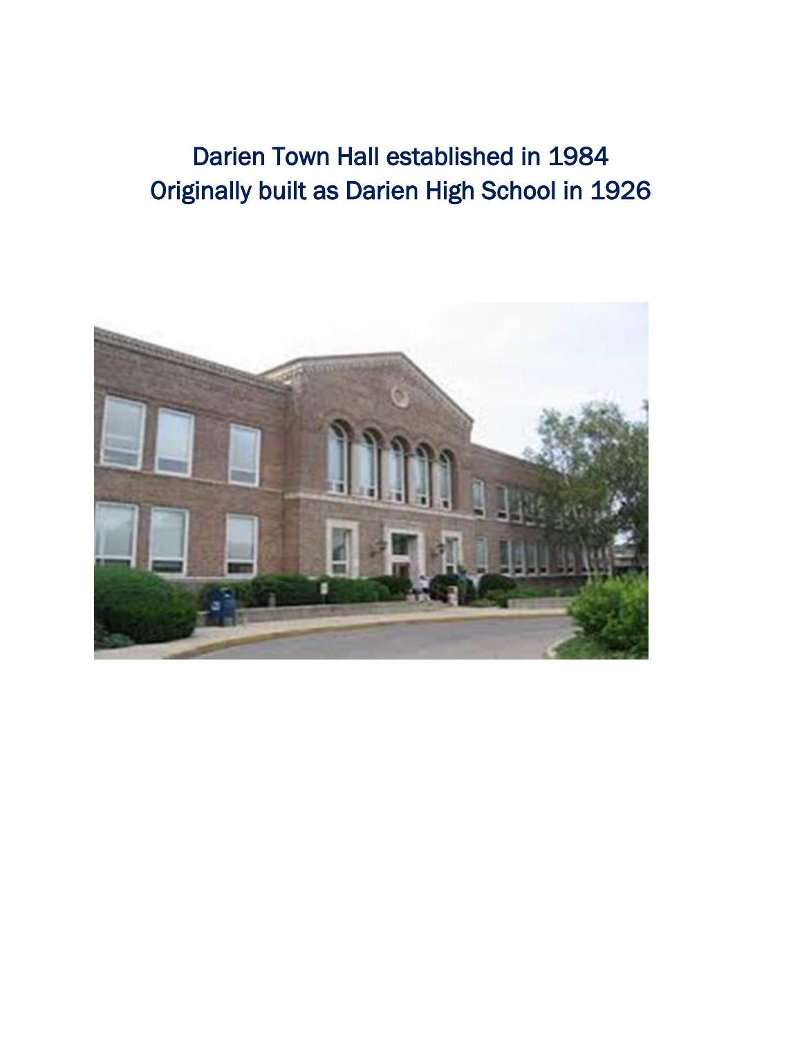Darien Town Hall established in 1984
Originally built as Darien High School in 1926